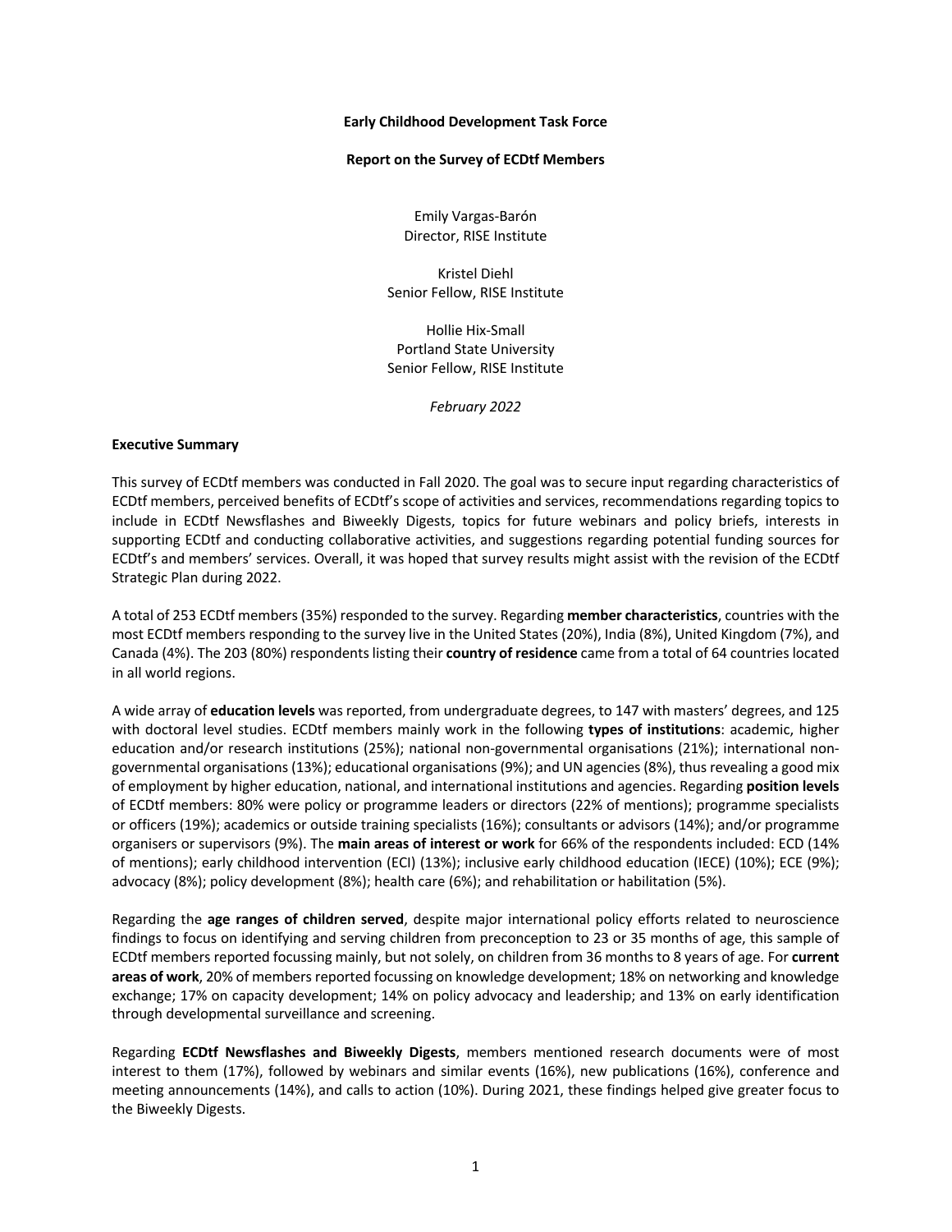**Early Childhood Development Task Force**

**Report on the Survey of ECDtf Members**

Emily Vargas-Barón
Director, RISE Institute

Kristel Diehl
Senior Fellow, RISE Institute

Hollie Hix-Small
Portland State University
Senior Fellow, RISE Institute

*February 2022*

**Executive Summary**

This survey of ECDtf members was conducted in Fall 2020. The goal was to secure input regarding characteristics of ECDtf members, perceived benefits of ECDtf's scope of activities and services, recommendations regarding topics to include in ECDtf Newsflashes and Biweekly Digests, topics for future webinars and policy briefs, interests in supporting ECDtf and conducting collaborative activities, and suggestions regarding potential funding sources for ECDtf's and members' services. Overall, it was hoped that survey results might assist with the revision of the ECDtf Strategic Plan during 2022.

A total of 253 ECDtf members (35%) responded to the survey. Regarding **member characteristics**, countries with the most ECDtf members responding to the survey live in the United States (20%), India (8%), United Kingdom (7%), and Canada (4%). The 203 (80%) respondents listing their **country of residence** came from a total of 64 countries located in all world regions.

A wide array of **education levels** was reported, from undergraduate degrees, to 147 with masters' degrees, and 125 with doctoral level studies. ECDtf members mainly work in the following **types of institutions**: academic, higher education and/or research institutions (25%); national non-governmental organisations (21%); international non-governmental organisations (13%); educational organisations (9%); and UN agencies (8%), thus revealing a good mix of employment by higher education, national, and international institutions and agencies. Regarding **position levels** of ECDtf members: 80% were policy or programme leaders or directors (22% of mentions); programme specialists or officers (19%); academics or outside training specialists (16%); consultants or advisors (14%); and/or programme organisers or supervisors (9%). The **main areas of interest or work** for 66% of the respondents included: ECD (14% of mentions); early childhood intervention (ECI) (13%); inclusive early childhood education (IECE) (10%); ECE (9%); advocacy (8%); policy development (8%); health care (6%); and rehabilitation or habilitation (5%).

Regarding the **age ranges of children served**, despite major international policy efforts related to neuroscience findings to focus on identifying and serving children from preconception to 23 or 35 months of age, this sample of ECDtf members reported focussing mainly, but not solely, on children from 36 months to 8 years of age. For **current areas of work**, 20% of members reported focussing on knowledge development; 18% on networking and knowledge exchange; 17% on capacity development; 14% on policy advocacy and leadership; and 13% on early identification through developmental surveillance and screening.

Regarding **ECDtf Newsflashes and Biweekly Digests**, members mentioned research documents were of most interest to them (17%), followed by webinars and similar events (16%), new publications (16%), conference and meeting announcements (14%), and calls to action (10%). During 2021, these findings helped give greater focus to the Biweekly Digests.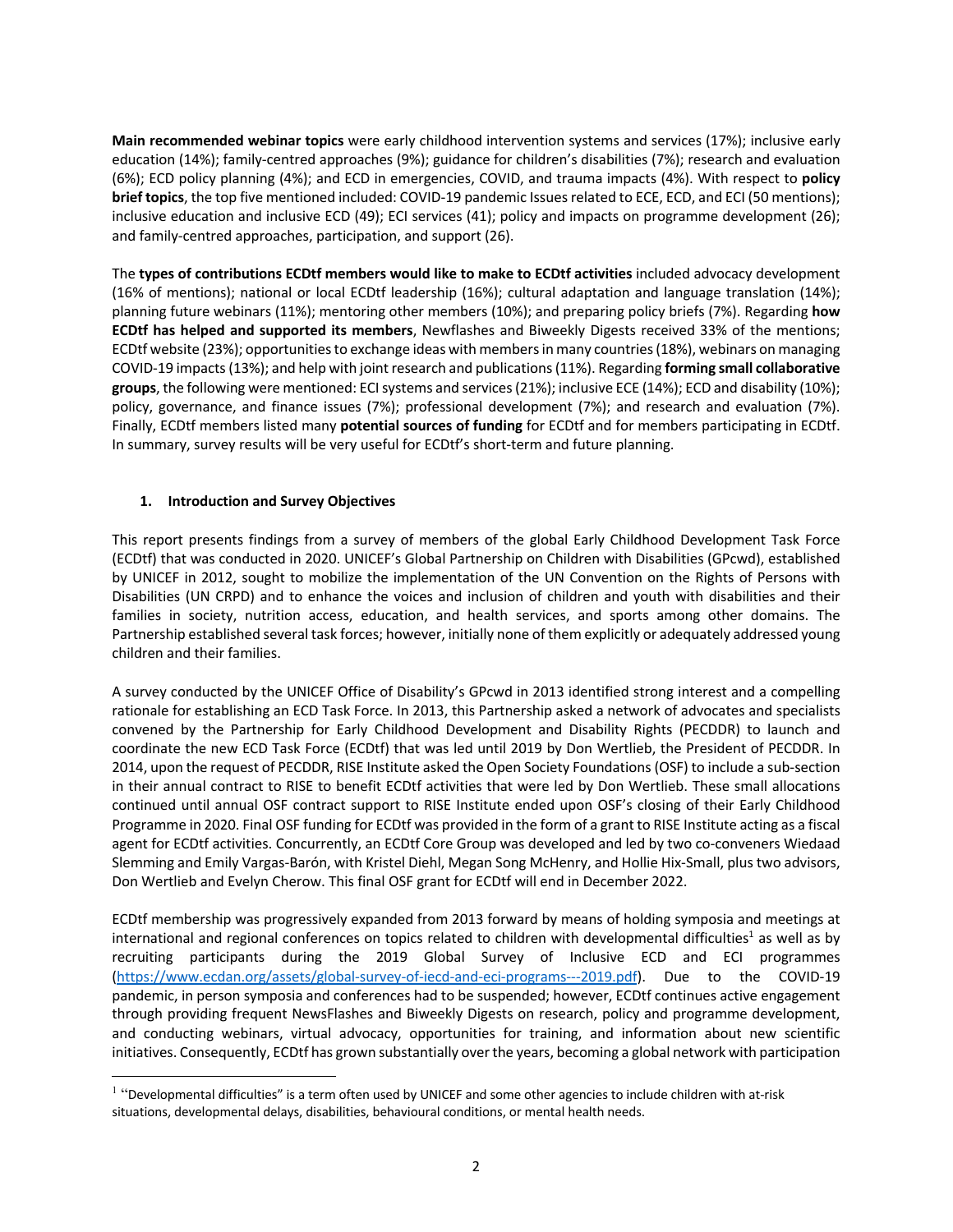**Main recommended webinar topics** were early childhood intervention systems and services (17%); inclusive early education (14%); family-centred approaches (9%); guidance for children's disabilities (7%); research and evaluation (6%); ECD policy planning (4%); and ECD in emergencies, COVID, and trauma impacts (4%). With respect to **policy brief topics**, the top five mentioned included: COVID-19 pandemic Issues related to ECE, ECD, and ECI (50 mentions); inclusive education and inclusive ECD (49); ECI services (41); policy and impacts on programme development (26); and family-centred approaches, participation, and support (26).

The **types of contributions ECDtf members would like to make to ECDtf activities** included advocacy development (16% of mentions); national or local ECDtf leadership (16%); cultural adaptation and language translation (14%); planning future webinars (11%); mentoring other members (10%); and preparing policy briefs (7%). Regarding **how ECDtf has helped and supported its members**, Newflashes and Biweekly Digests received 33% of the mentions; ECDtf website (23%); opportunities to exchange ideas with members in many countries (18%), webinars on managing COVID-19 impacts (13%); and help with joint research and publications (11%). Regarding **forming small collaborative groups**, the following were mentioned: ECI systems and services (21%); inclusive ECE (14%); ECD and disability (10%); policy, governance, and finance issues (7%); professional development (7%); and research and evaluation (7%). Finally, ECDtf members listed many **potential sources of funding** for ECDtf and for members participating in ECDtf. In summary, survey results will be very useful for ECDtf's short-term and future planning.

## 1. Introduction and Survey Objectives

This report presents findings from a survey of members of the global Early Childhood Development Task Force (ECDtf) that was conducted in 2020. UNICEF's Global Partnership on Children with Disabilities (GPcwd), established by UNICEF in 2012, sought to mobilize the implementation of the UN Convention on the Rights of Persons with Disabilities (UN CRPD) and to enhance the voices and inclusion of children and youth with disabilities and their families in society, nutrition access, education, and health services, and sports among other domains. The Partnership established several task forces; however, initially none of them explicitly or adequately addressed young children and their families.

A survey conducted by the UNICEF Office of Disability's GPcwd in 2013 identified strong interest and a compelling rationale for establishing an ECD Task Force. In 2013, this Partnership asked a network of advocates and specialists convened by the Partnership for Early Childhood Development and Disability Rights (PECDDR) to launch and coordinate the new ECD Task Force (ECDtf) that was led until 2019 by Don Wertlieb, the President of PECDDR. In 2014, upon the request of PECDDR, RISE Institute asked the Open Society Foundations (OSF) to include a sub-section in their annual contract to RISE to benefit ECDtf activities that were led by Don Wertlieb. These small allocations continued until annual OSF contract support to RISE Institute ended upon OSF's closing of their Early Childhood Programme in 2020. Final OSF funding for ECDtf was provided in the form of a grant to RISE Institute acting as a fiscal agent for ECDtf activities. Concurrently, an ECDtf Core Group was developed and led by two co-conveners Wiedaad Slemming and Emily Vargas-Barón, with Kristel Diehl, Megan Song McHenry, and Hollie Hix-Small, plus two advisors, Don Wertlieb and Evelyn Cherow. This final OSF grant for ECDtf will end in December 2022.

ECDtf membership was progressively expanded from 2013 forward by means of holding symposia and meetings at international and regional conferences on topics related to children with developmental difficulties[1] as well as by recruiting participants during the 2019 Global Survey of Inclusive ECD and ECI programmes (https://www.ecdan.org/assets/global-survey-of-iecd-and-eci-programs---2019.pdf). Due to the COVID-19 pandemic, in person symposia and conferences had to be suspended; however, ECDtf continues active engagement through providing frequent NewsFlashes and Biweekly Digests on research, policy and programme development, and conducting webinars, virtual advocacy, opportunities for training, and information about new scientific initiatives. Consequently, ECDtf has grown substantially over the years, becoming a global network with participation

[1] "Developmental difficulties" is a term often used by UNICEF and some other agencies to include children with at-risk situations, developmental delays, disabilities, behavioural conditions, or mental health needs.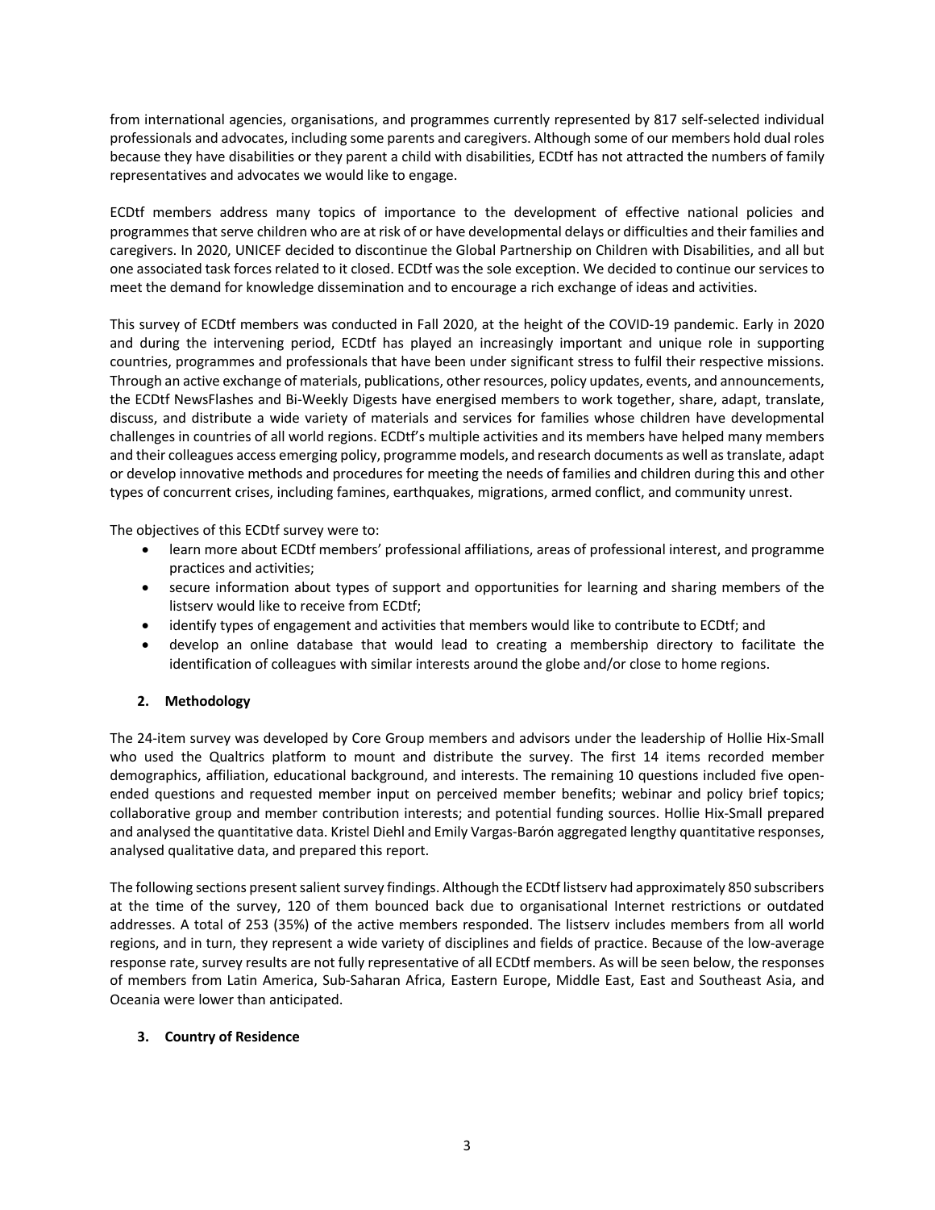from international agencies, organisations, and programmes currently represented by 817 self-selected individual professionals and advocates, including some parents and caregivers. Although some of our members hold dual roles because they have disabilities or they parent a child with disabilities, ECDtf has not attracted the numbers of family representatives and advocates we would like to engage.

ECDtf members address many topics of importance to the development of effective national policies and programmes that serve children who are at risk of or have developmental delays or difficulties and their families and caregivers. In 2020, UNICEF decided to discontinue the Global Partnership on Children with Disabilities, and all but one associated task forces related to it closed. ECDtf was the sole exception. We decided to continue our services to meet the demand for knowledge dissemination and to encourage a rich exchange of ideas and activities.

This survey of ECDtf members was conducted in Fall 2020, at the height of the COVID-19 pandemic. Early in 2020 and during the intervening period, ECDtf has played an increasingly important and unique role in supporting countries, programmes and professionals that have been under significant stress to fulfil their respective missions. Through an active exchange of materials, publications, other resources, policy updates, events, and announcements, the ECDtf NewsFlashes and Bi-Weekly Digests have energised members to work together, share, adapt, translate, discuss, and distribute a wide variety of materials and services for families whose children have developmental challenges in countries of all world regions. ECDtf's multiple activities and its members have helped many members and their colleagues access emerging policy, programme models, and research documents as well as translate, adapt or develop innovative methods and procedures for meeting the needs of families and children during this and other types of concurrent crises, including famines, earthquakes, migrations, armed conflict, and community unrest.

The objectives of this ECDtf survey were to:

- learn more about ECDtf members' professional affiliations, areas of professional interest, and programme practices and activities;
- secure information about types of support and opportunities for learning and sharing members of the listserv would like to receive from ECDtf;
- identify types of engagement and activities that members would like to contribute to ECDtf; and
- develop an online database that would lead to creating a membership directory to facilitate the identification of colleagues with similar interests around the globe and/or close to home regions.

## 2. Methodology

The 24-item survey was developed by Core Group members and advisors under the leadership of Hollie Hix-Small who used the Qualtrics platform to mount and distribute the survey. The first 14 items recorded member demographics, affiliation, educational background, and interests. The remaining 10 questions included five open-ended questions and requested member input on perceived member benefits; webinar and policy brief topics; collaborative group and member contribution interests; and potential funding sources. Hollie Hix-Small prepared and analysed the quantitative data. Kristel Diehl and Emily Vargas-Barón aggregated lengthy quantitative responses, analysed qualitative data, and prepared this report.

The following sections present salient survey findings. Although the ECDtf listserv had approximately 850 subscribers at the time of the survey, 120 of them bounced back due to organisational Internet restrictions or outdated addresses. A total of 253 (35%) of the active members responded. The listserv includes members from all world regions, and in turn, they represent a wide variety of disciplines and fields of practice. Because of the low-average response rate, survey results are not fully representative of all ECDtf members. As will be seen below, the responses of members from Latin America, Sub-Saharan Africa, Eastern Europe, Middle East, East and Southeast Asia, and Oceania were lower than anticipated.

## 3. Country of Residence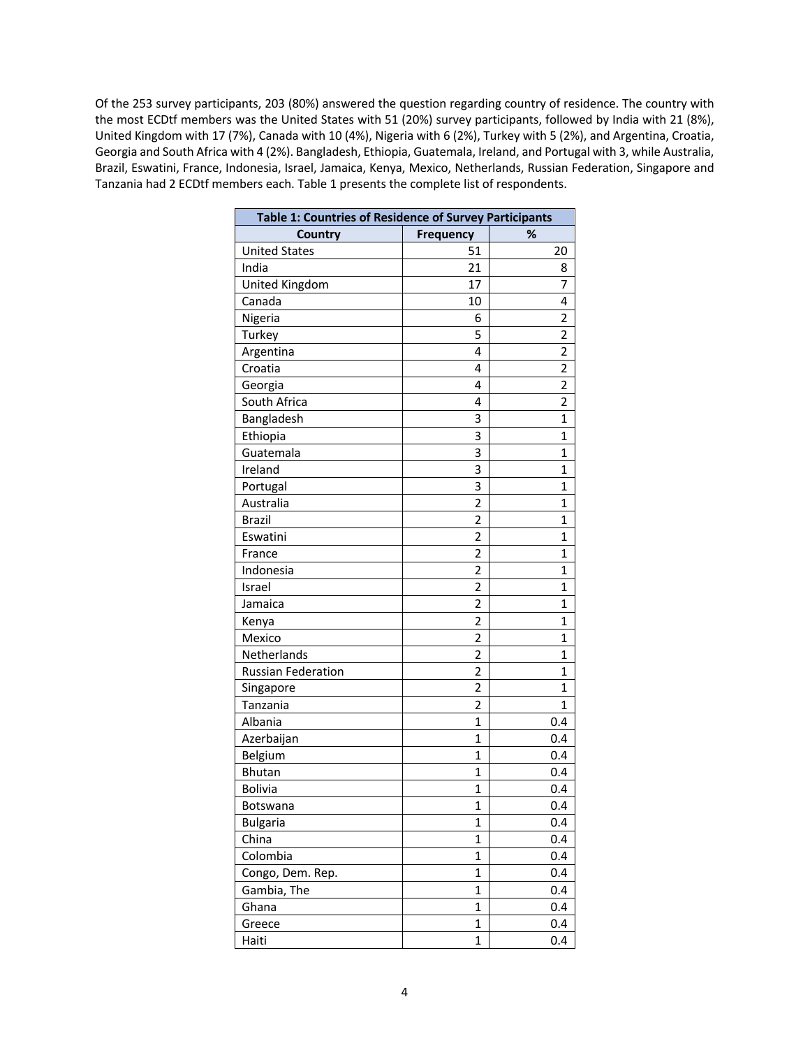Of the 253 survey participants, 203 (80%) answered the question regarding country of residence. The country with the most ECDtf members was the United States with 51 (20%) survey participants, followed by India with 21 (8%), United Kingdom with 17 (7%), Canada with 10 (4%), Nigeria with 6 (2%), Turkey with 5 (2%), and Argentina, Croatia, Georgia and South Africa with 4 (2%). Bangladesh, Ethiopia, Guatemala, Ireland, and Portugal with 3, while Australia, Brazil, Eswatini, France, Indonesia, Israel, Jamaica, Kenya, Mexico, Netherlands, Russian Federation, Singapore and Tanzania had 2 ECDtf members each. Table 1 presents the complete list of respondents.

| Table 1: Countries of Residence of Survey Participants | | |
|---|---|---|
| Country | Frequency | % |
| United States | 51 | 20 |
| India | 21 | 8 |
| United Kingdom | 17 | 7 |
| Canada | 10 | 4 |
| Nigeria | 6 | 2 |
| Turkey | 5 | 2 |
| Argentina | 4 | 2 |
| Croatia | 4 | 2 |
| Georgia | 4 | 2 |
| South Africa | 4 | 2 |
| Bangladesh | 3 | 1 |
| Ethiopia | 3 | 1 |
| Guatemala | 3 | 1 |
| Ireland | 3 | 1 |
| Portugal | 3 | 1 |
| Australia | 2 | 1 |
| Brazil | 2 | 1 |
| Eswatini | 2 | 1 |
| France | 2 | 1 |
| Indonesia | 2 | 1 |
| Israel | 2 | 1 |
| Jamaica | 2 | 1 |
| Kenya | 2 | 1 |
| Mexico | 2 | 1 |
| Netherlands | 2 | 1 |
| Russian Federation | 2 | 1 |
| Singapore | 2 | 1 |
| Tanzania | 2 | 1 |
| Albania | 1 | 0.4 |
| Azerbaijan | 1 | 0.4 |
| Belgium | 1 | 0.4 |
| Bhutan | 1 | 0.4 |
| Bolivia | 1 | 0.4 |
| Botswana | 1 | 0.4 |
| Bulgaria | 1 | 0.4 |
| China | 1 | 0.4 |
| Colombia | 1 | 0.4 |
| Congo, Dem. Rep. | 1 | 0.4 |
| Gambia, The | 1 | 0.4 |
| Ghana | 1 | 0.4 |
| Greece | 1 | 0.4 |
| Haiti | 1 | 0.4 |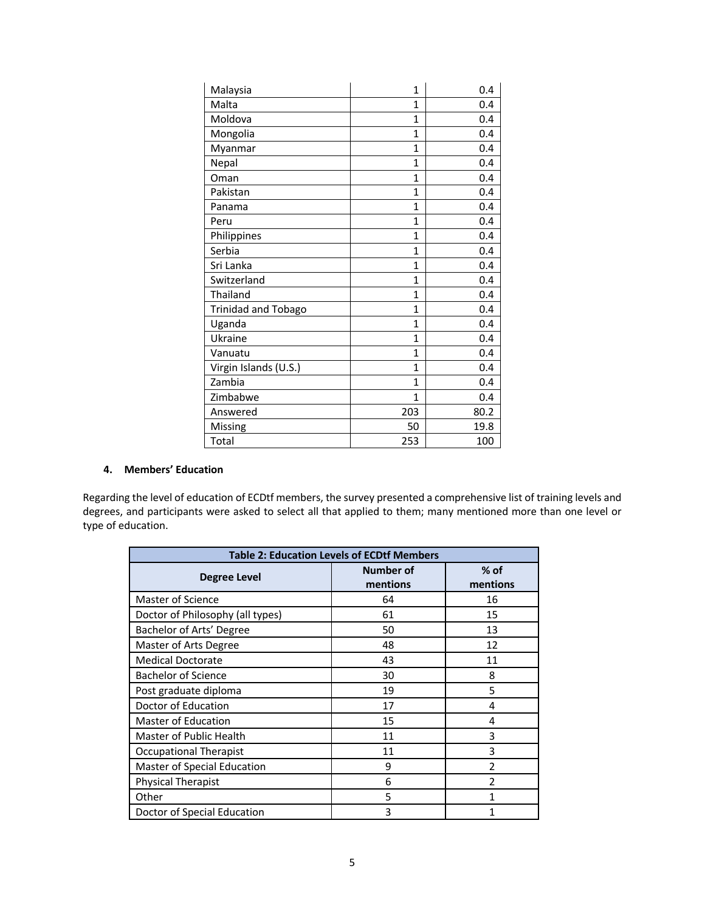| | | |
|---|---|---|
| Malaysia | 1 | 0.4 |
| Malta | 1 | 0.4 |
| Moldova | 1 | 0.4 |
| Mongolia | 1 | 0.4 |
| Myanmar | 1 | 0.4 |
| Nepal | 1 | 0.4 |
| Oman | 1 | 0.4 |
| Pakistan | 1 | 0.4 |
| Panama | 1 | 0.4 |
| Peru | 1 | 0.4 |
| Philippines | 1 | 0.4 |
| Serbia | 1 | 0.4 |
| Sri Lanka | 1 | 0.4 |
| Switzerland | 1 | 0.4 |
| Thailand | 1 | 0.4 |
| Trinidad and Tobago | 1 | 0.4 |
| Uganda | 1 | 0.4 |
| Ukraine | 1 | 0.4 |
| Vanuatu | 1 | 0.4 |
| Virgin Islands (U.S.) | 1 | 0.4 |
| Zambia | 1 | 0.4 |
| Zimbabwe | 1 | 0.4 |
| Answered | 203 | 80.2 |
| Missing | 50 | 19.8 |
| Total | 253 | 100 |

**4. Members' Education**

Regarding the level of education of ECDtf members, the survey presented a comprehensive list of training levels and degrees, and participants were asked to select all that applied to them; many mentioned more than one level or type of education.

**Table 2: Education Levels of ECDtf Members**

| Degree Level | Number of mentions | % of mentions |
|---|---|---|
| Master of Science | 64 | 16 |
| Doctor of Philosophy (all types) | 61 | 15 |
| Bachelor of Arts' Degree | 50 | 13 |
| Master of Arts Degree | 48 | 12 |
| Medical Doctorate | 43 | 11 |
| Bachelor of Science | 30 | 8 |
| Post graduate diploma | 19 | 5 |
| Doctor of Education | 17 | 4 |
| Master of Education | 15 | 4 |
| Master of Public Health | 11 | 3 |
| Occupational Therapist | 11 | 3 |
| Master of Special Education | 9 | 2 |
| Physical Therapist | 6 | 2 |
| Other | 5 | 1 |
| Doctor of Special Education | 3 | 1 |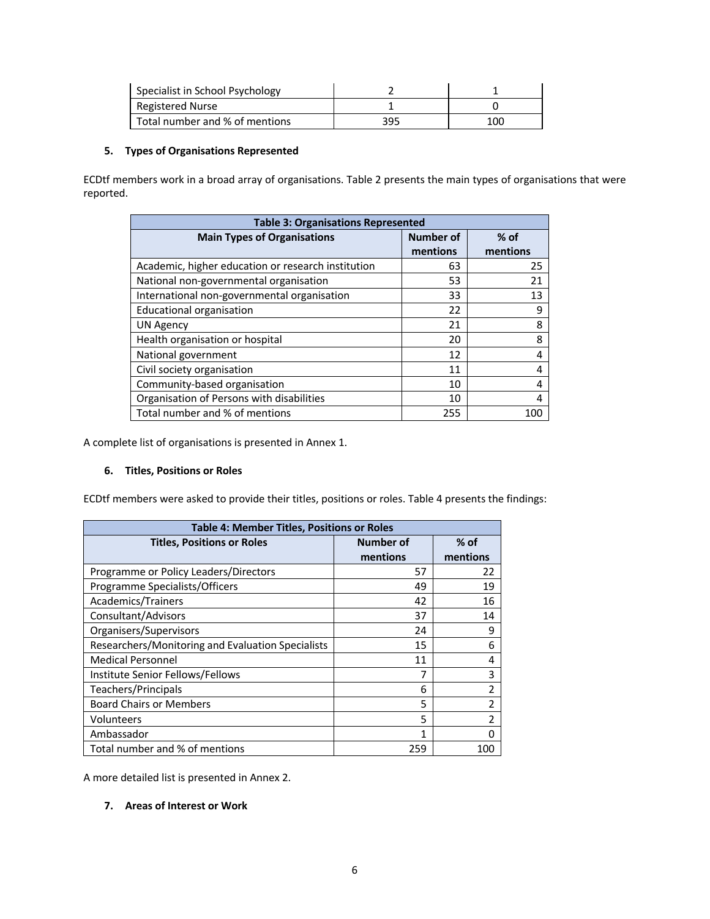| Specialist in School Psychology | 2 | 1 |
|---|---|---|
| Registered Nurse | 1 | 0 |
| Total number and % of mentions | 395 | 100 |

**5. Types of Organisations Represented**

ECDtf members work in a broad array of organisations. Table 2 presents the main types of organisations that were reported.

| Table 3: Organisations Represented | | |
|---|---|---|
| **Main Types of Organisations** | **Number of mentions** | **% of mentions** |
| Academic, higher education or research institution | 63 | 25 |
| National non-governmental organisation | 53 | 21 |
| International non-governmental organisation | 33 | 13 |
| Educational organisation | 22 | 9 |
| UN Agency | 21 | 8 |
| Health organisation or hospital | 20 | 8 |
| National government | 12 | 4 |
| Civil society organisation | 11 | 4 |
| Community-based organisation | 10 | 4 |
| Organisation of Persons with disabilities | 10 | 4 |
| Total number and % of mentions | 255 | 100 |

A complete list of organisations is presented in Annex 1.

**6. Titles, Positions or Roles**

ECDtf members were asked to provide their titles, positions or roles. Table 4 presents the findings:

| Table 4: Member Titles, Positions or Roles | | |
|---|---|---|
| **Titles, Positions or Roles** | **Number of mentions** | **% of mentions** |
| Programme or Policy Leaders/Directors | 57 | 22 |
| Programme Specialists/Officers | 49 | 19 |
| Academics/Trainers | 42 | 16 |
| Consultant/Advisors | 37 | 14 |
| Organisers/Supervisors | 24 | 9 |
| Researchers/Monitoring and Evaluation Specialists | 15 | 6 |
| Medical Personnel | 11 | 4 |
| Institute Senior Fellows/Fellows | 7 | 3 |
| Teachers/Principals | 6 | 2 |
| Board Chairs or Members | 5 | 2 |
| Volunteers | 5 | 2 |
| Ambassador | 1 | 0 |
| Total number and % of mentions | 259 | 100 |

A more detailed list is presented in Annex 2.

**7. Areas of Interest or Work**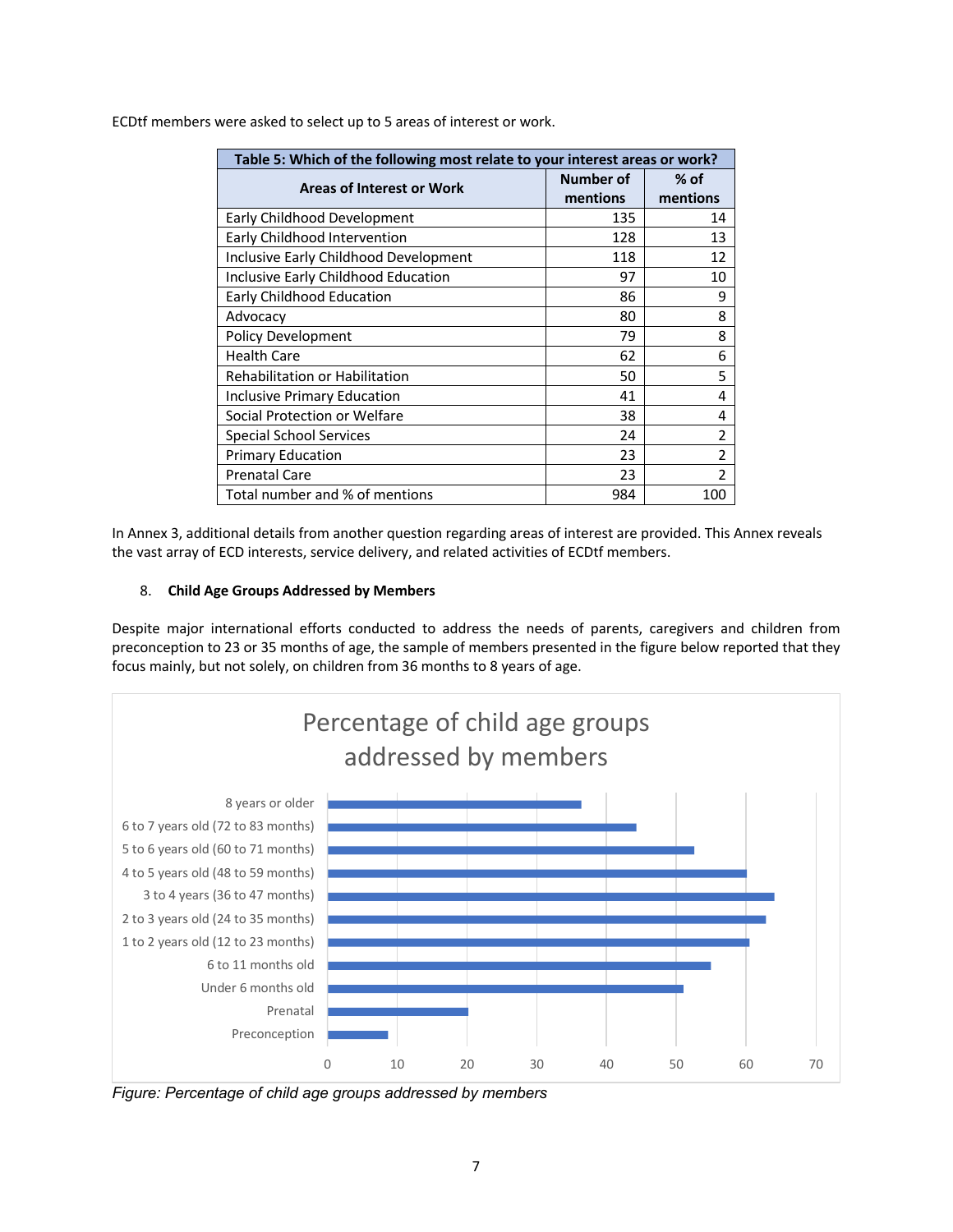ECDtf members were asked to select up to 5 areas of interest or work.

| Table 5: Which of the following most relate to your interest areas or work? | | |
|---|---|---|
| **Areas of Interest or Work** | **Number of mentions** | **% of mentions** |
| Early Childhood Development | 135 | 14 |
| Early Childhood Intervention | 128 | 13 |
| Inclusive Early Childhood Development | 118 | 12 |
| Inclusive Early Childhood Education | 97 | 10 |
| Early Childhood Education | 86 | 9 |
| Advocacy | 80 | 8 |
| Policy Development | 79 | 8 |
| Health Care | 62 | 6 |
| Rehabilitation or Habilitation | 50 | 5 |
| Inclusive Primary Education | 41 | 4 |
| Social Protection or Welfare | 38 | 4 |
| Special School Services | 24 | 2 |
| Primary Education | 23 | 2 |
| Prenatal Care | 23 | 2 |
| Total number and % of mentions | 984 | 100 |

In Annex 3, additional details from another question regarding areas of interest are provided. This Annex reveals the vast array of ECD interests, service delivery, and related activities of ECDtf members.

### 8. Child Age Groups Addressed by Members

Despite major international efforts conducted to address the needs of parents, caregivers and children from preconception to 23 or 35 months of age, the sample of members presented in the figure below reported that they focus mainly, but not solely, on children from 36 months to 8 years of age.

Percentage of child age groups addressed by members

| Age group | Approx. % |
|---|---|
| 8 years or older | 36 |
| 6 to 7 years old (72 to 83 months) | 44 |
| 5 to 6 years old (60 to 71 months) | 53 |
| 4 to 5 years old (48 to 59 months) | 60 |
| 3 to 4 years (36 to 47 months) | 64 |
| 2 to 3 years old (24 to 35 months) | 63 |
| 1 to 2 years old (12 to 23 months) | 60 |
| 6 to 11 months old | 55 |
| Under 6 months old | 51 |
| Prenatal | 20 |
| Preconception | 9 |

*Figure: Percentage of child age groups addressed by members*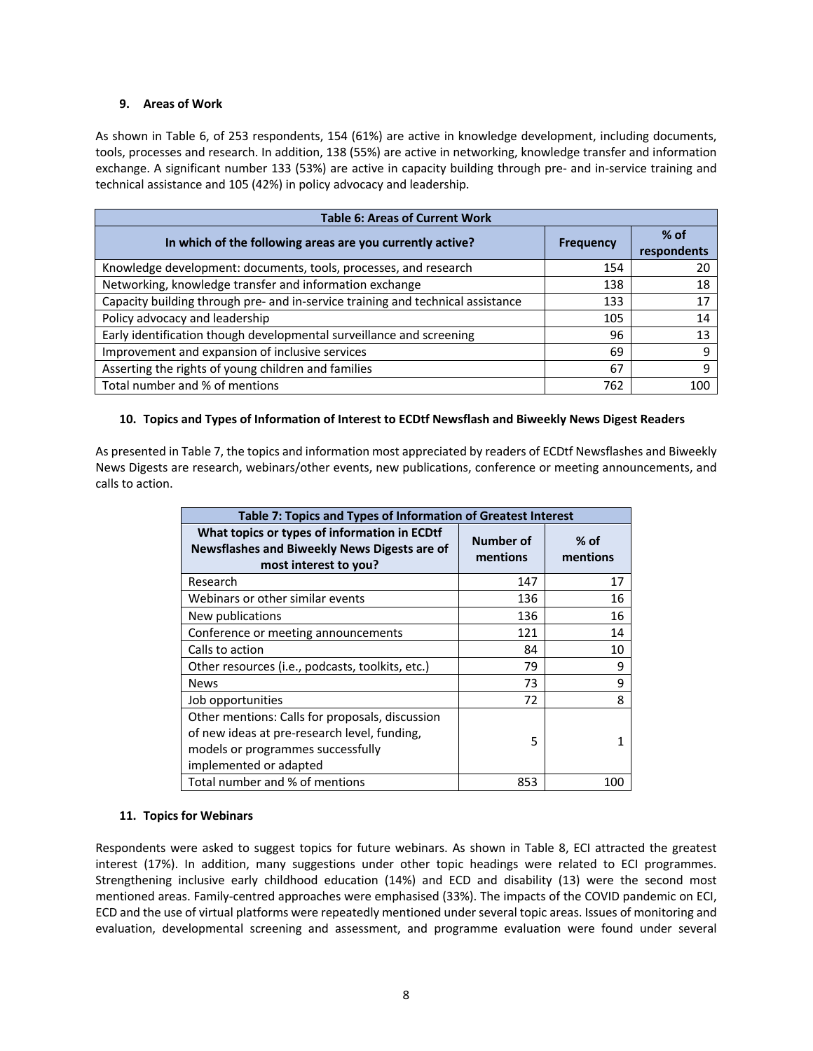### 9. Areas of Work

As shown in Table 6, of 253 respondents, 154 (61%) are active in knowledge development, including documents, tools, processes and research. In addition, 138 (55%) are active in networking, knowledge transfer and information exchange. A significant number 133 (53%) are active in capacity building through pre- and in-service training and technical assistance and 105 (42%) in policy advocacy and leadership.

| Table 6: Areas of Current Work | | |
|---|---|---|
| **In which of the following areas are you currently active?** | **Frequency** | **% of respondents** |
| Knowledge development: documents, tools, processes, and research | 154 | 20 |
| Networking, knowledge transfer and information exchange | 138 | 18 |
| Capacity building through pre- and in-service training and technical assistance | 133 | 17 |
| Policy advocacy and leadership | 105 | 14 |
| Early identification though developmental surveillance and screening | 96 | 13 |
| Improvement and expansion of inclusive services | 69 | 9 |
| Asserting the rights of young children and families | 67 | 9 |
| Total number and % of mentions | 762 | 100 |

### 10. Topics and Types of Information of Interest to ECDtf Newsflash and Biweekly News Digest Readers

As presented in Table 7, the topics and information most appreciated by readers of ECDtf Newsflashes and Biweekly News Digests are research, webinars/other events, new publications, conference or meeting announcements, and calls to action.

| Table 7: Topics and Types of Information of Greatest Interest | | |
|---|---|---|
| **What topics or types of information in ECDtf Newsflashes and Biweekly News Digests are of most interest to you?** | **Number of mentions** | **% of mentions** |
| Research | 147 | 17 |
| Webinars or other similar events | 136 | 16 |
| New publications | 136 | 16 |
| Conference or meeting announcements | 121 | 14 |
| Calls to action | 84 | 10 |
| Other resources (i.e., podcasts, toolkits, etc.) | 79 | 9 |
| News | 73 | 9 |
| Job opportunities | 72 | 8 |
| Other mentions: Calls for proposals, discussion of new ideas at pre-research level, funding, models or programmes successfully implemented or adapted | 5 | 1 |
| Total number and % of mentions | 853 | 100 |

### 11. Topics for Webinars

Respondents were asked to suggest topics for future webinars. As shown in Table 8, ECI attracted the greatest interest (17%). In addition, many suggestions under other topic headings were related to ECI programmes. Strengthening inclusive early childhood education (14%) and ECD and disability (13) were the second most mentioned areas. Family-centred approaches were emphasised (33%). The impacts of the COVID pandemic on ECI, ECD and the use of virtual platforms were repeatedly mentioned under several topic areas. Issues of monitoring and evaluation, developmental screening and assessment, and programme evaluation were found under several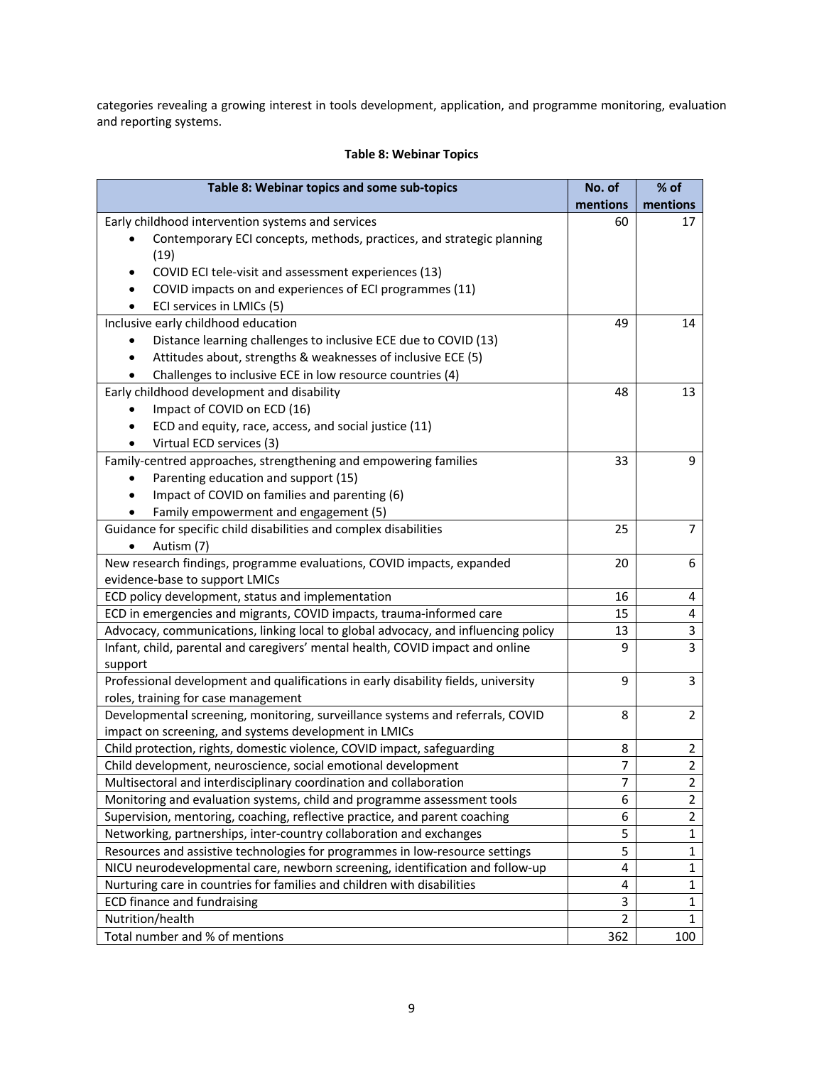categories revealing a growing interest in tools development, application, and programme monitoring, evaluation and reporting systems.

**Table 8: Webinar Topics**

| Table 8: Webinar topics and some sub-topics | No. of mentions | % of mentions |
|---|---|---|
| Early childhood intervention systems and services<br>• Contemporary ECI concepts, methods, practices, and strategic planning (19)<br>• COVID ECI tele-visit and assessment experiences (13)<br>• COVID impacts on and experiences of ECI programmes (11)<br>• ECI services in LMICs (5) | 60 | 17 |
| Inclusive early childhood education<br>• Distance learning challenges to inclusive ECE due to COVID (13)<br>• Attitudes about, strengths & weaknesses of inclusive ECE (5)<br>• Challenges to inclusive ECE in low resource countries (4) | 49 | 14 |
| Early childhood development and disability<br>• Impact of COVID on ECD (16)<br>• ECD and equity, race, access, and social justice (11)<br>• Virtual ECD services (3) | 48 | 13 |
| Family-centred approaches, strengthening and empowering families<br>• Parenting education and support (15)<br>• Impact of COVID on families and parenting (6)<br>• Family empowerment and engagement (5) | 33 | 9 |
| Guidance for specific child disabilities and complex disabilities<br>• Autism (7) | 25 | 7 |
| New research findings, programme evaluations, COVID impacts, expanded evidence-base to support LMICs | 20 | 6 |
| ECD policy development, status and implementation | 16 | 4 |
| ECD in emergencies and migrants, COVID impacts, trauma-informed care | 15 | 4 |
| Advocacy, communications, linking local to global advocacy, and influencing policy | 13 | 3 |
| Infant, child, parental and caregivers' mental health, COVID impact and online support | 9 | 3 |
| Professional development and qualifications in early disability fields, university roles, training for case management | 9 | 3 |
| Developmental screening, monitoring, surveillance systems and referrals, COVID impact on screening, and systems development in LMICs | 8 | 2 |
| Child protection, rights, domestic violence, COVID impact, safeguarding | 8 | 2 |
| Child development, neuroscience, social emotional development | 7 | 2 |
| Multisectoral and interdisciplinary coordination and collaboration | 7 | 2 |
| Monitoring and evaluation systems, child and programme assessment tools | 6 | 2 |
| Supervision, mentoring, coaching, reflective practice, and parent coaching | 6 | 2 |
| Networking, partnerships, inter-country collaboration and exchanges | 5 | 1 |
| Resources and assistive technologies for programmes in low-resource settings | 5 | 1 |
| NICU neurodevelopmental care, newborn screening, identification and follow-up | 4 | 1 |
| Nurturing care in countries for families and children with disabilities | 4 | 1 |
| ECD finance and fundraising | 3 | 1 |
| Nutrition/health | 2 | 1 |
| Total number and % of mentions | 362 | 100 |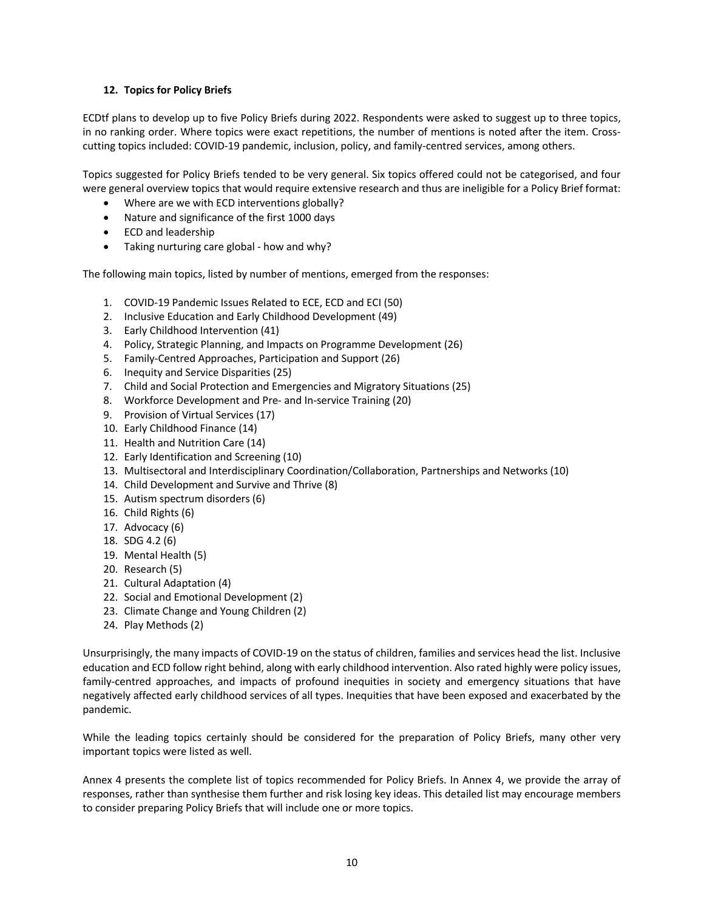## 12. Topics for Policy Briefs

ECDtf plans to develop up to five Policy Briefs during 2022. Respondents were asked to suggest up to three topics, in no ranking order. Where topics were exact repetitions, the number of mentions is noted after the item. Cross-cutting topics included: COVID-19 pandemic, inclusion, policy, and family-centred services, among others.

Topics suggested for Policy Briefs tended to be very general. Six topics offered could not be categorised, and four were general overview topics that would require extensive research and thus are ineligible for a Policy Brief format:

- Where are we with ECD interventions globally?
- Nature and significance of the first 1000 days
- ECD and leadership
- Taking nurturing care global - how and why?

The following main topics, listed by number of mentions, emerged from the responses:

1. COVID-19 Pandemic Issues Related to ECE, ECD and ECI (50)
2. Inclusive Education and Early Childhood Development (49)
3. Early Childhood Intervention (41)
4. Policy, Strategic Planning, and Impacts on Programme Development (26)
5. Family-Centred Approaches, Participation and Support (26)
6. Inequity and Service Disparities (25)
7. Child and Social Protection and Emergencies and Migratory Situations (25)
8. Workforce Development and Pre- and In-service Training (20)
9. Provision of Virtual Services (17)
10. Early Childhood Finance (14)
11. Health and Nutrition Care (14)
12. Early Identification and Screening (10)
13. Multisectoral and Interdisciplinary Coordination/Collaboration, Partnerships and Networks (10)
14. Child Development and Survive and Thrive (8)
15. Autism spectrum disorders (6)
16. Child Rights (6)
17. Advocacy (6)
18. SDG 4.2 (6)
19. Mental Health (5)
20. Research (5)
21. Cultural Adaptation (4)
22. Social and Emotional Development (2)
23. Climate Change and Young Children (2)
24. Play Methods (2)

Unsurprisingly, the many impacts of COVID-19 on the status of children, families and services head the list. Inclusive education and ECD follow right behind, along with early childhood intervention. Also rated highly were policy issues, family-centred approaches, and impacts of profound inequities in society and emergency situations that have negatively affected early childhood services of all types. Inequities that have been exposed and exacerbated by the pandemic.

While the leading topics certainly should be considered for the preparation of Policy Briefs, many other very important topics were listed as well.

Annex 4 presents the complete list of topics recommended for Policy Briefs. In Annex 4, we provide the array of responses, rather than synthesise them further and risk losing key ideas. This detailed list may encourage members to consider preparing Policy Briefs that will include one or more topics.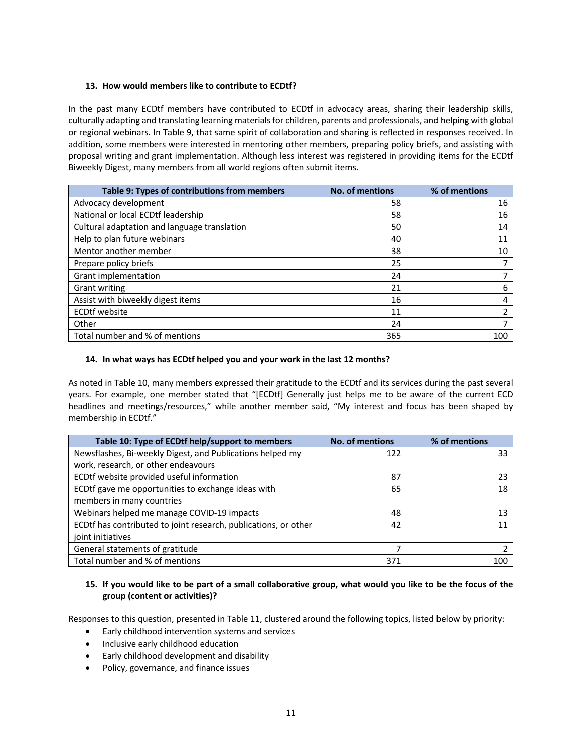### 13. How would members like to contribute to ECDtf?

In the past many ECDtf members have contributed to ECDtf in advocacy areas, sharing their leadership skills, culturally adapting and translating learning materials for children, parents and professionals, and helping with global or regional webinars. In Table 9, that same spirit of collaboration and sharing is reflected in responses received. In addition, some members were interested in mentoring other members, preparing policy briefs, and assisting with proposal writing and grant implementation. Although less interest was registered in providing items for the ECDtf Biweekly Digest, many members from all world regions often submit items.

| Table 9: Types of contributions from members | No. of mentions | % of mentions |
|---|---|---|
| Advocacy development | 58 | 16 |
| National or local ECDtf leadership | 58 | 16 |
| Cultural adaptation and language translation | 50 | 14 |
| Help to plan future webinars | 40 | 11 |
| Mentor another member | 38 | 10 |
| Prepare policy briefs | 25 | 7 |
| Grant implementation | 24 | 7 |
| Grant writing | 21 | 6 |
| Assist with biweekly digest items | 16 | 4 |
| ECDtf website | 11 | 2 |
| Other | 24 | 7 |
| Total number and % of mentions | 365 | 100 |

### 14. In what ways has ECDtf helped you and your work in the last 12 months?

As noted in Table 10, many members expressed their gratitude to the ECDtf and its services during the past several years. For example, one member stated that "[ECDtf] Generally just helps me to be aware of the current ECD headlines and meetings/resources," while another member said, "My interest and focus has been shaped by membership in ECDtf."

| Table 10: Type of ECDtf help/support to members | No. of mentions | % of mentions |
|---|---|---|
| Newsflashes, Bi-weekly Digest, and Publications helped my work, research, or other endeavours | 122 | 33 |
| ECDtf website provided useful information | 87 | 23 |
| ECDtf gave me opportunities to exchange ideas with members in many countries | 65 | 18 |
| Webinars helped me manage COVID-19 impacts | 48 | 13 |
| ECDtf has contributed to joint research, publications, or other joint initiatives | 42 | 11 |
| General statements of gratitude | 7 | 2 |
| Total number and % of mentions | 371 | 100 |

### 15. If you would like to be part of a small collaborative group, what would you like to be the focus of the group (content or activities)?

Responses to this question, presented in Table 11, clustered around the following topics, listed below by priority:

- Early childhood intervention systems and services
- Inclusive early childhood education
- Early childhood development and disability
- Policy, governance, and finance issues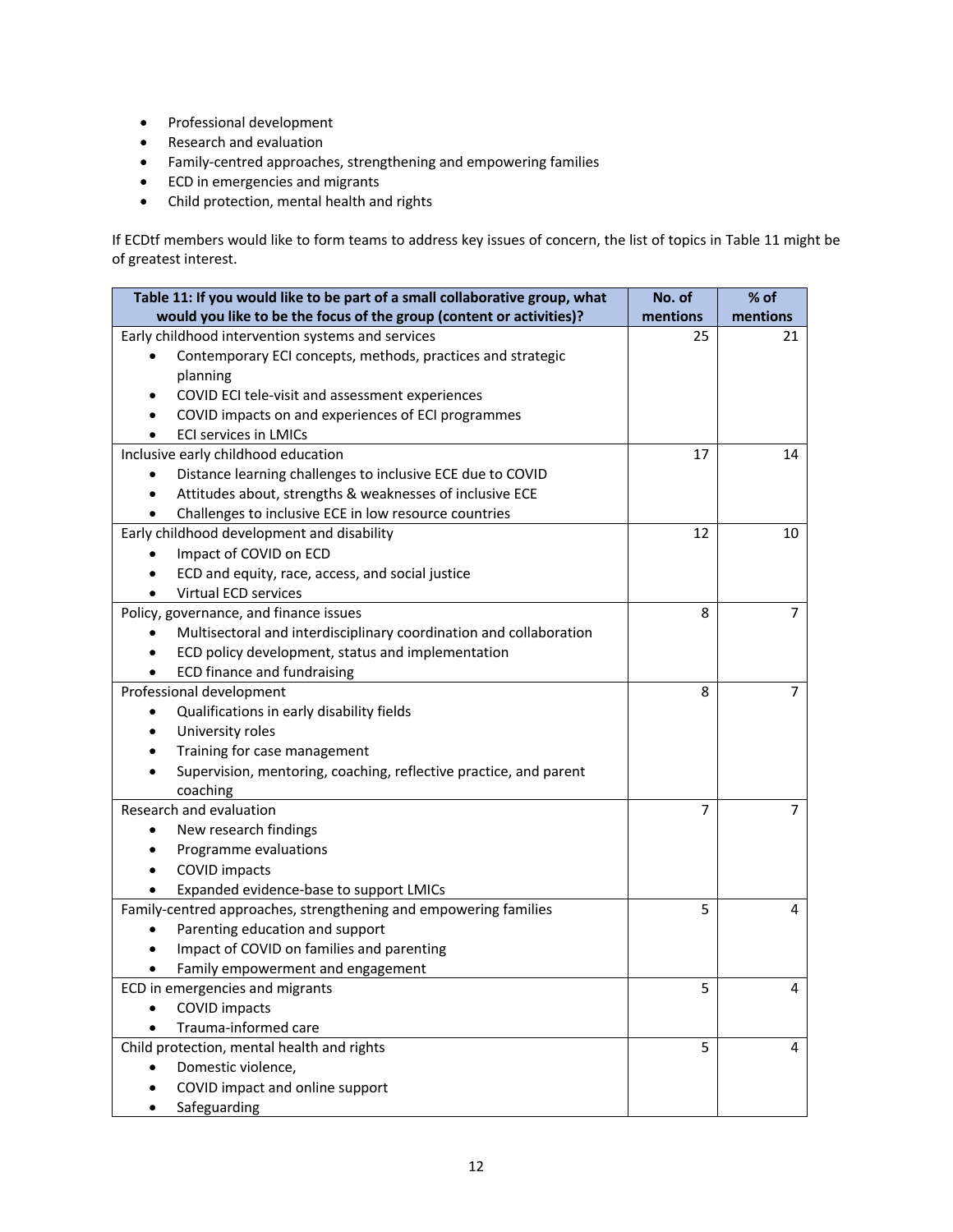- Professional development
- Research and evaluation
- Family-centred approaches, strengthening and empowering families
- ECD in emergencies and migrants
- Child protection, mental health and rights

If ECDtf members would like to form teams to address key issues of concern, the list of topics in Table 11 might be of greatest interest.

| Table 11: If you would like to be part of a small collaborative group, what would you like to be the focus of the group (content or activities)? | No. of mentions | % of mentions |
|---|---|---|
| Early childhood intervention systems and services<br>• Contemporary ECI concepts, methods, practices and strategic planning<br>• COVID ECI tele-visit and assessment experiences<br>• COVID impacts on and experiences of ECI programmes<br>• ECI services in LMICs | 25 | 21 |
| Inclusive early childhood education<br>• Distance learning challenges to inclusive ECE due to COVID<br>• Attitudes about, strengths & weaknesses of inclusive ECE<br>• Challenges to inclusive ECE in low resource countries | 17 | 14 |
| Early childhood development and disability<br>• Impact of COVID on ECD<br>• ECD and equity, race, access, and social justice<br>• Virtual ECD services | 12 | 10 |
| Policy, governance, and finance issues<br>• Multisectoral and interdisciplinary coordination and collaboration<br>• ECD policy development, status and implementation<br>• ECD finance and fundraising | 8 | 7 |
| Professional development<br>• Qualifications in early disability fields<br>• University roles<br>• Training for case management<br>• Supervision, mentoring, coaching, reflective practice, and parent coaching | 8 | 7 |
| Research and evaluation<br>• New research findings<br>• Programme evaluations<br>• COVID impacts<br>• Expanded evidence-base to support LMICs | 7 | 7 |
| Family-centred approaches, strengthening and empowering families<br>• Parenting education and support<br>• Impact of COVID on families and parenting<br>• Family empowerment and engagement | 5 | 4 |
| ECD in emergencies and migrants<br>• COVID impacts<br>• Trauma-informed care | 5 | 4 |
| Child protection, mental health and rights<br>• Domestic violence,<br>• COVID impact and online support<br>• Safeguarding | 5 | 4 |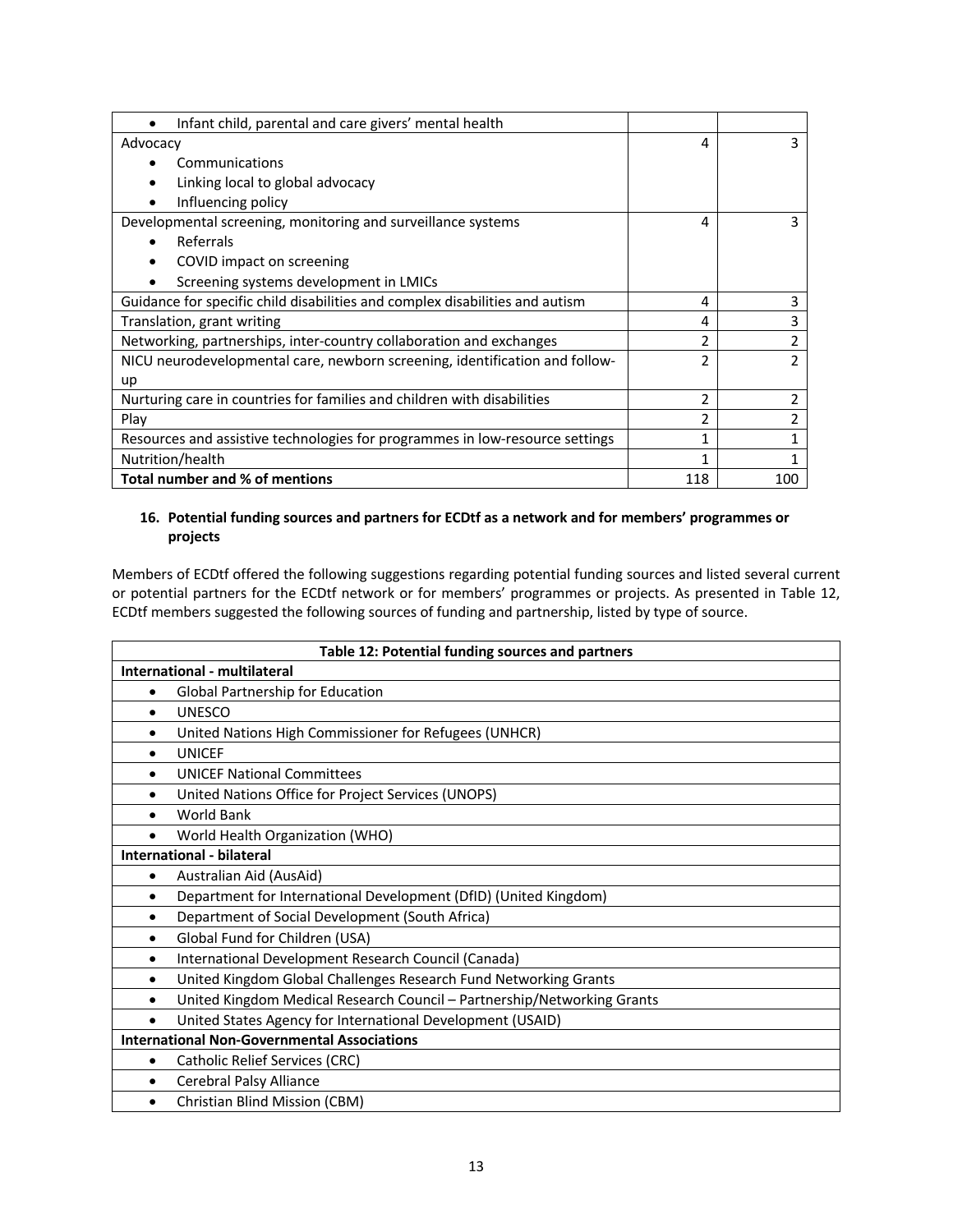| | | |
|---|---|---|
| • Infant child, parental and care givers' mental health | | |
| Advocacy<br>• Communications<br>• Linking local to global advocacy<br>• Influencing policy | 4 | 3 |
| Developmental screening, monitoring and surveillance systems<br>• Referrals<br>• COVID impact on screening<br>• Screening systems development in LMICs | 4 | 3 |
| Guidance for specific child disabilities and complex disabilities and autism | 4 | 3 |
| Translation, grant writing | 4 | 3 |
| Networking, partnerships, inter-country collaboration and exchanges | 2 | 2 |
| NICU neurodevelopmental care, newborn screening, identification and follow-up | 2 | 2 |
| Nurturing care in countries for families and children with disabilities | 2 | 2 |
| Play | 2 | 2 |
| Resources and assistive technologies for programmes in low-resource settings | 1 | 1 |
| Nutrition/health | 1 | 1 |
| **Total number and % of mentions** | 118 | 100 |

**16. Potential funding sources and partners for ECDtf as a network and for members' programmes or projects**

Members of ECDtf offered the following suggestions regarding potential funding sources and listed several current or potential partners for the ECDtf network or for members' programmes or projects. As presented in Table 12, ECDtf members suggested the following sources of funding and partnership, listed by type of source.

| Table 12: Potential funding sources and partners |
|---|
| **International - multilateral** |
| • Global Partnership for Education |
| • UNESCO |
| • United Nations High Commissioner for Refugees (UNHCR) |
| • UNICEF |
| • UNICEF National Committees |
| • United Nations Office for Project Services (UNOPS) |
| • World Bank |
| • World Health Organization (WHO) |
| **International - bilateral** |
| • Australian Aid (AusAid) |
| • Department for International Development (DfID) (United Kingdom) |
| • Department of Social Development (South Africa) |
| • Global Fund for Children (USA) |
| • International Development Research Council (Canada) |
| • United Kingdom Global Challenges Research Fund Networking Grants |
| • United Kingdom Medical Research Council – Partnership/Networking Grants |
| • United States Agency for International Development (USAID) |
| **International Non-Governmental Associations** |
| • Catholic Relief Services (CRC) |
| • Cerebral Palsy Alliance |
| • Christian Blind Mission (CBM) |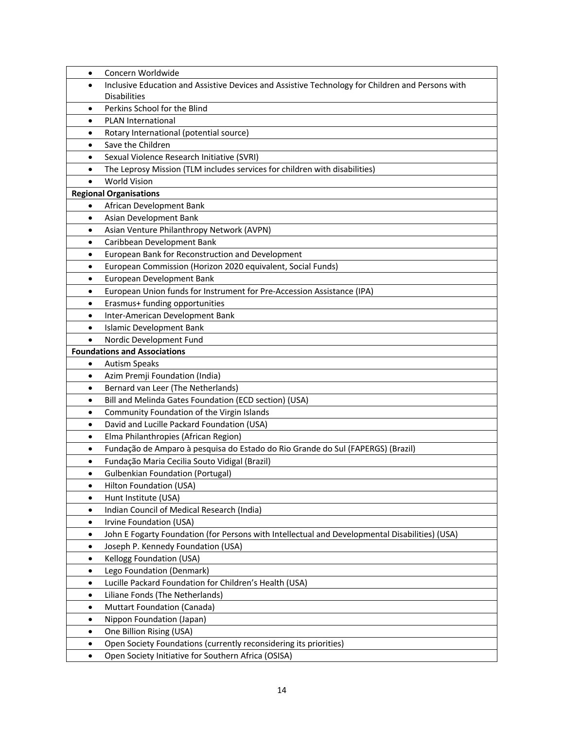| |
|---|
| • Concern Worldwide |
| • Inclusive Education and Assistive Devices and Assistive Technology for Children and Persons with Disabilities |
| • Perkins School for the Blind |
| • PLAN International |
| • Rotary International (potential source) |
| • Save the Children |
| • Sexual Violence Research Initiative (SVRI) |
| • The Leprosy Mission (TLM includes services for children with disabilities) |
| • World Vision |
| **Regional Organisations** |
| • African Development Bank |
| • Asian Development Bank |
| • Asian Venture Philanthropy Network (AVPN) |
| • Caribbean Development Bank |
| • European Bank for Reconstruction and Development |
| • European Commission (Horizon 2020 equivalent, Social Funds) |
| • European Development Bank |
| • European Union funds for Instrument for Pre-Accession Assistance (IPA) |
| • Erasmus+ funding opportunities |
| • Inter-American Development Bank |
| • Islamic Development Bank |
| • Nordic Development Fund |
| **Foundations and Associations** |
| • Autism Speaks |
| • Azim Premji Foundation (India) |
| • Bernard van Leer (The Netherlands) |
| • Bill and Melinda Gates Foundation (ECD section) (USA) |
| • Community Foundation of the Virgin Islands |
| • David and Lucille Packard Foundation (USA) |
| • Elma Philanthropies (African Region) |
| • Fundação de Amparo à pesquisa do Estado do Rio Grande do Sul (FAPERGS) (Brazil) |
| • Fundação Maria Cecilia Souto Vidigal (Brazil) |
| • Gulbenkian Foundation (Portugal) |
| • Hilton Foundation (USA) |
| • Hunt Institute (USA) |
| • Indian Council of Medical Research (India) |
| • Irvine Foundation (USA) |
| • John E Fogarty Foundation (for Persons with Intellectual and Developmental Disabilities) (USA) |
| • Joseph P. Kennedy Foundation (USA) |
| • Kellogg Foundation (USA) |
| • Lego Foundation (Denmark) |
| • Lucille Packard Foundation for Children's Health (USA) |
| • Liliane Fonds (The Netherlands) |
| • Muttart Foundation (Canada) |
| • Nippon Foundation (Japan) |
| • One Billion Rising (USA) |
| • Open Society Foundations (currently reconsidering its priorities) |
| • Open Society Initiative for Southern Africa (OSISA) |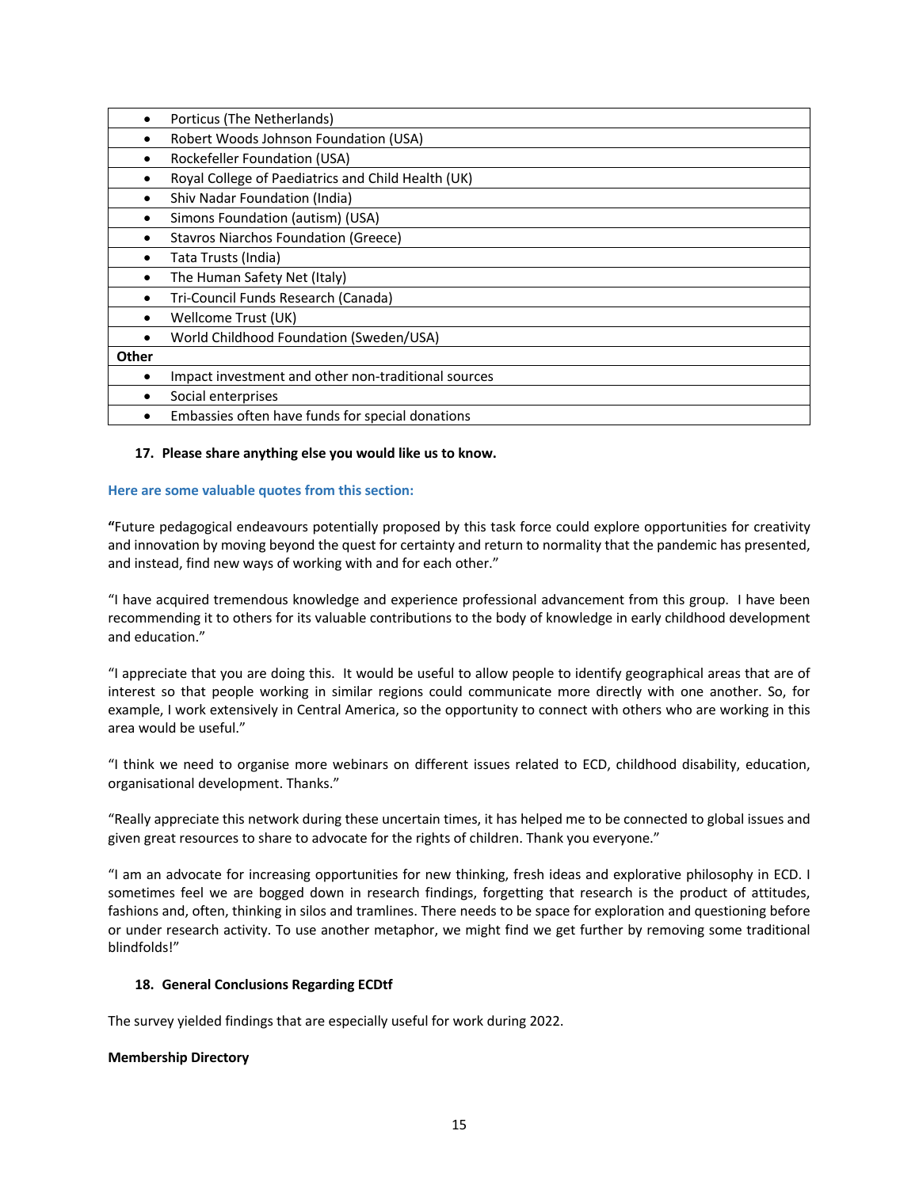| |
|---|
| • Porticus (The Netherlands) |
| • Robert Woods Johnson Foundation (USA) |
| • Rockefeller Foundation (USA) |
| • Royal College of Paediatrics and Child Health (UK) |
| • Shiv Nadar Foundation (India) |
| • Simons Foundation (autism) (USA) |
| • Stavros Niarchos Foundation (Greece) |
| • Tata Trusts (India) |
| • The Human Safety Net (Italy) |
| • Tri-Council Funds Research (Canada) |
| • Wellcome Trust (UK) |
| • World Childhood Foundation (Sweden/USA) |
| **Other** |
| • Impact investment and other non-traditional sources |
| • Social enterprises |
| • Embassies often have funds for special donations |

**17. Please share anything else you would like us to know.**

**Here are some valuable quotes from this section:**

**"**Future pedagogical endeavours potentially proposed by this task force could explore opportunities for creativity and innovation by moving beyond the quest for certainty and return to normality that the pandemic has presented, and instead, find new ways of working with and for each other."

"I have acquired tremendous knowledge and experience professional advancement from this group. I have been recommending it to others for its valuable contributions to the body of knowledge in early childhood development and education."

"I appreciate that you are doing this. It would be useful to allow people to identify geographical areas that are of interest so that people working in similar regions could communicate more directly with one another. So, for example, I work extensively in Central America, so the opportunity to connect with others who are working in this area would be useful."

"I think we need to organise more webinars on different issues related to ECD, childhood disability, education, organisational development. Thanks."

"Really appreciate this network during these uncertain times, it has helped me to be connected to global issues and given great resources to share to advocate for the rights of children. Thank you everyone."

"I am an advocate for increasing opportunities for new thinking, fresh ideas and explorative philosophy in ECD. I sometimes feel we are bogged down in research findings, forgetting that research is the product of attitudes, fashions and, often, thinking in silos and tramlines. There needs to be space for exploration and questioning before or under research activity. To use another metaphor, we might find we get further by removing some traditional blindfolds!"

**18. General Conclusions Regarding ECDtf**

The survey yielded findings that are especially useful for work during 2022.

**Membership Directory**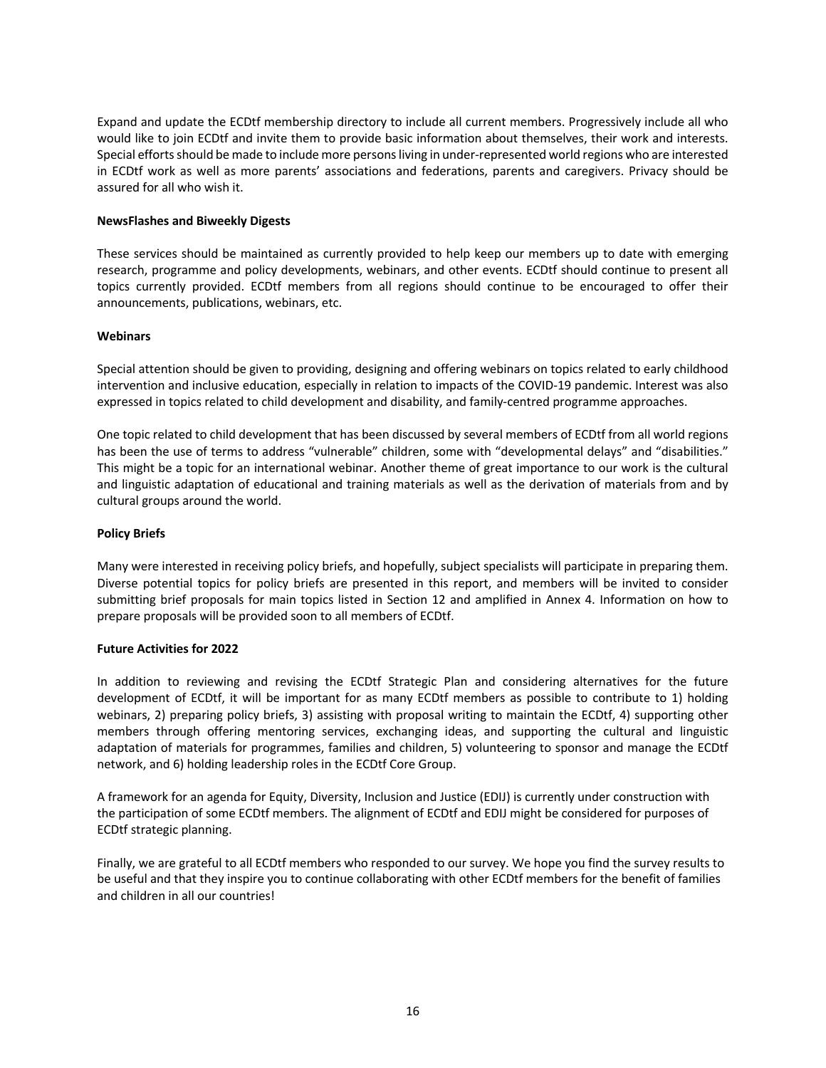Expand and update the ECDtf membership directory to include all current members. Progressively include all who would like to join ECDtf and invite them to provide basic information about themselves, their work and interests. Special efforts should be made to include more persons living in under-represented world regions who are interested in ECDtf work as well as more parents' associations and federations, parents and caregivers. Privacy should be assured for all who wish it.

**NewsFlashes and Biweekly Digests**

These services should be maintained as currently provided to help keep our members up to date with emerging research, programme and policy developments, webinars, and other events. ECDtf should continue to present all topics currently provided. ECDtf members from all regions should continue to be encouraged to offer their announcements, publications, webinars, etc.

**Webinars**

Special attention should be given to providing, designing and offering webinars on topics related to early childhood intervention and inclusive education, especially in relation to impacts of the COVID-19 pandemic. Interest was also expressed in topics related to child development and disability, and family-centred programme approaches.

One topic related to child development that has been discussed by several members of ECDtf from all world regions has been the use of terms to address "vulnerable" children, some with "developmental delays" and "disabilities." This might be a topic for an international webinar. Another theme of great importance to our work is the cultural and linguistic adaptation of educational and training materials as well as the derivation of materials from and by cultural groups around the world.

**Policy Briefs**

Many were interested in receiving policy briefs, and hopefully, subject specialists will participate in preparing them. Diverse potential topics for policy briefs are presented in this report, and members will be invited to consider submitting brief proposals for main topics listed in Section 12 and amplified in Annex 4. Information on how to prepare proposals will be provided soon to all members of ECDtf.

**Future Activities for 2022**

In addition to reviewing and revising the ECDtf Strategic Plan and considering alternatives for the future development of ECDtf, it will be important for as many ECDtf members as possible to contribute to 1) holding webinars, 2) preparing policy briefs, 3) assisting with proposal writing to maintain the ECDtf, 4) supporting other members through offering mentoring services, exchanging ideas, and supporting the cultural and linguistic adaptation of materials for programmes, families and children, 5) volunteering to sponsor and manage the ECDtf network, and 6) holding leadership roles in the ECDtf Core Group.

A framework for an agenda for Equity, Diversity, Inclusion and Justice (EDIJ) is currently under construction with the participation of some ECDtf members. The alignment of ECDtf and EDIJ might be considered for purposes of ECDtf strategic planning.

Finally, we are grateful to all ECDtf members who responded to our survey. We hope you find the survey results to be useful and that they inspire you to continue collaborating with other ECDtf members for the benefit of families and children in all our countries!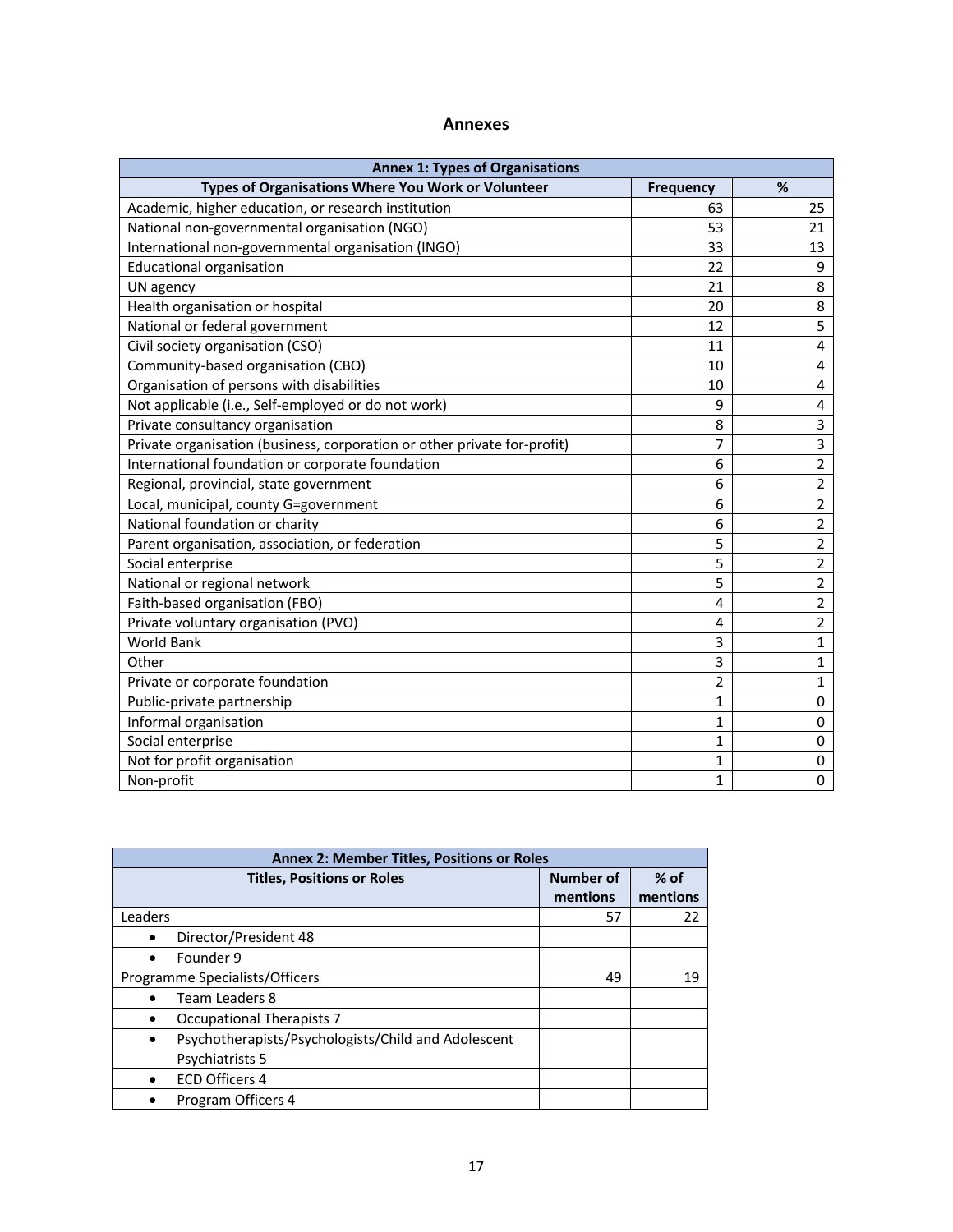# Annexes

| Annex 1: Types of Organisations | | |
|---|---|---|
| **Types of Organisations Where You Work or Volunteer** | **Frequency** | **%** |
| Academic, higher education, or research institution | 63 | 25 |
| National non-governmental organisation (NGO) | 53 | 21 |
| International non-governmental organisation (INGO) | 33 | 13 |
| Educational organisation | 22 | 9 |
| UN agency | 21 | 8 |
| Health organisation or hospital | 20 | 8 |
| National or federal government | 12 | 5 |
| Civil society organisation (CSO) | 11 | 4 |
| Community-based organisation (CBO) | 10 | 4 |
| Organisation of persons with disabilities | 10 | 4 |
| Not applicable (i.e., Self-employed or do not work) | 9 | 4 |
| Private consultancy organisation | 8 | 3 |
| Private organisation (business, corporation or other private for-profit) | 7 | 3 |
| International foundation or corporate foundation | 6 | 2 |
| Regional, provincial, state government | 6 | 2 |
| Local, municipal, county G=government | 6 | 2 |
| National foundation or charity | 6 | 2 |
| Parent organisation, association, or federation | 5 | 2 |
| Social enterprise | 5 | 2 |
| National or regional network | 5 | 2 |
| Faith-based organisation (FBO) | 4 | 2 |
| Private voluntary organisation (PVO) | 4 | 2 |
| World Bank | 3 | 1 |
| Other | 3 | 1 |
| Private or corporate foundation | 2 | 1 |
| Public-private partnership | 1 | 0 |
| Informal organisation | 1 | 0 |
| Social enterprise | 1 | 0 |
| Not for profit organisation | 1 | 0 |
| Non-profit | 1 | 0 |

| Annex 2: Member Titles, Positions or Roles | | |
|---|---|---|
| **Titles, Positions or Roles** | **Number of mentions** | **% of mentions** |
| Leaders | 57 | 22 |
| • Director/President 48 | | |
| • Founder 9 | | |
| Programme Specialists/Officers | 49 | 19 |
| • Team Leaders 8 | | |
| • Occupational Therapists 7 | | |
| • Psychotherapists/Psychologists/Child and Adolescent Psychiatrists 5 | | |
| • ECD Officers 4 | | |
| • Program Officers 4 | | |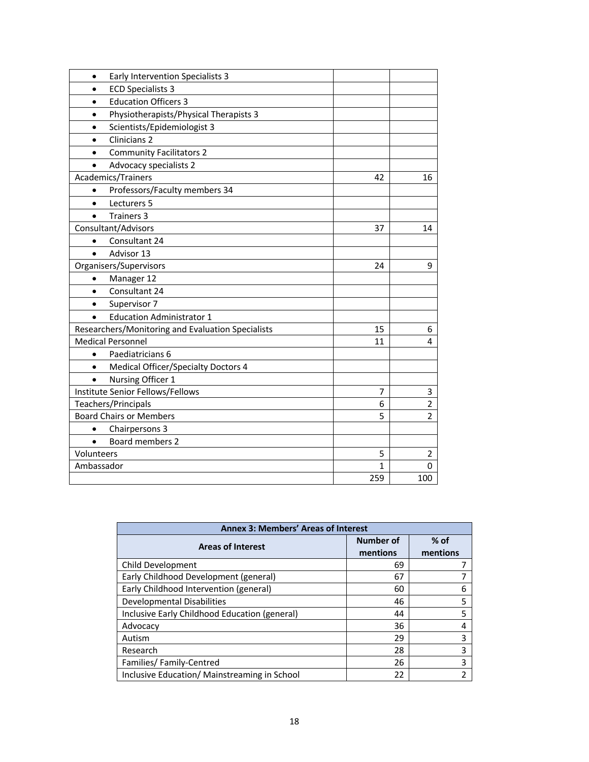| | | |
|---|---|---|
| • Early Intervention Specialists 3 | | |
| • ECD Specialists 3 | | |
| • Education Officers 3 | | |
| • Physiotherapists/Physical Therapists 3 | | |
| • Scientists/Epidemiologist 3 | | |
| • Clinicians 2 | | |
| • Community Facilitators 2 | | |
| • Advocacy specialists 2 | | |
| Academics/Trainers | 42 | 16 |
| • Professors/Faculty members 34 | | |
| • Lecturers 5 | | |
| • Trainers 3 | | |
| Consultant/Advisors | 37 | 14 |
| • Consultant 24 | | |
| • Advisor 13 | | |
| Organisers/Supervisors | 24 | 9 |
| • Manager 12 | | |
| • Consultant 24 | | |
| • Supervisor 7 | | |
| • Education Administrator 1 | | |
| Researchers/Monitoring and Evaluation Specialists | 15 | 6 |
| Medical Personnel | 11 | 4 |
| • Paediatricians 6 | | |
| • Medical Officer/Specialty Doctors 4 | | |
| • Nursing Officer 1 | | |
| Institute Senior Fellows/Fellows | 7 | 3 |
| Teachers/Principals | 6 | 2 |
| Board Chairs or Members | 5 | 2 |
| • Chairpersons 3 | | |
| • Board members 2 | | |
| Volunteers | 5 | 2 |
| Ambassador | 1 | 0 |
| | 259 | 100 |

| Annex 3: Members' Areas of Interest | | |
|---|---|---|
| **Areas of Interest** | **Number of mentions** | **% of mentions** |
| Child Development | 69 | 7 |
| Early Childhood Development (general) | 67 | 7 |
| Early Childhood Intervention (general) | 60 | 6 |
| Developmental Disabilities | 46 | 5 |
| Inclusive Early Childhood Education (general) | 44 | 5 |
| Advocacy | 36 | 4 |
| Autism | 29 | 3 |
| Research | 28 | 3 |
| Families/ Family-Centred | 26 | 3 |
| Inclusive Education/ Mainstreaming in School | 22 | 2 |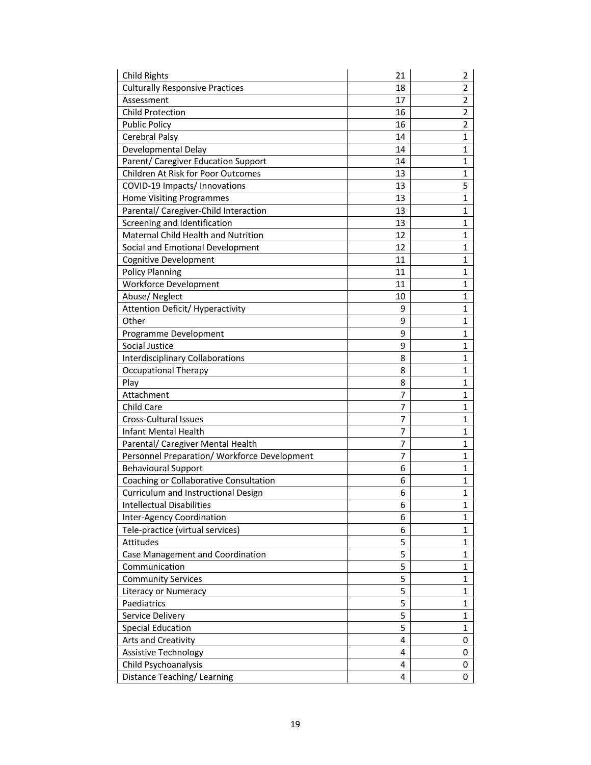| | | |
|---|---|---|
| Child Rights | 21 | 2 |
| Culturally Responsive Practices | 18 | 2 |
| Assessment | 17 | 2 |
| Child Protection | 16 | 2 |
| Public Policy | 16 | 2 |
| Cerebral Palsy | 14 | 1 |
| Developmental Delay | 14 | 1 |
| Parent/ Caregiver Education Support | 14 | 1 |
| Children At Risk for Poor Outcomes | 13 | 1 |
| COVID-19 Impacts/ Innovations | 13 | 5 |
| Home Visiting Programmes | 13 | 1 |
| Parental/ Caregiver-Child Interaction | 13 | 1 |
| Screening and Identification | 13 | 1 |
| Maternal Child Health and Nutrition | 12 | 1 |
| Social and Emotional Development | 12 | 1 |
| Cognitive Development | 11 | 1 |
| Policy Planning | 11 | 1 |
| Workforce Development | 11 | 1 |
| Abuse/ Neglect | 10 | 1 |
| Attention Deficit/ Hyperactivity | 9 | 1 |
| Other | 9 | 1 |
| Programme Development | 9 | 1 |
| Social Justice | 9 | 1 |
| Interdisciplinary Collaborations | 8 | 1 |
| Occupational Therapy | 8 | 1 |
| Play | 8 | 1 |
| Attachment | 7 | 1 |
| Child Care | 7 | 1 |
| Cross-Cultural Issues | 7 | 1 |
| Infant Mental Health | 7 | 1 |
| Parental/ Caregiver Mental Health | 7 | 1 |
| Personnel Preparation/ Workforce Development | 7 | 1 |
| Behavioural Support | 6 | 1 |
| Coaching or Collaborative Consultation | 6 | 1 |
| Curriculum and Instructional Design | 6 | 1 |
| Intellectual Disabilities | 6 | 1 |
| Inter-Agency Coordination | 6 | 1 |
| Tele-practice (virtual services) | 6 | 1 |
| Attitudes | 5 | 1 |
| Case Management and Coordination | 5 | 1 |
| Communication | 5 | 1 |
| Community Services | 5 | 1 |
| Literacy or Numeracy | 5 | 1 |
| Paediatrics | 5 | 1 |
| Service Delivery | 5 | 1 |
| Special Education | 5 | 1 |
| Arts and Creativity | 4 | 0 |
| Assistive Technology | 4 | 0 |
| Child Psychoanalysis | 4 | 0 |
| Distance Teaching/ Learning | 4 | 0 |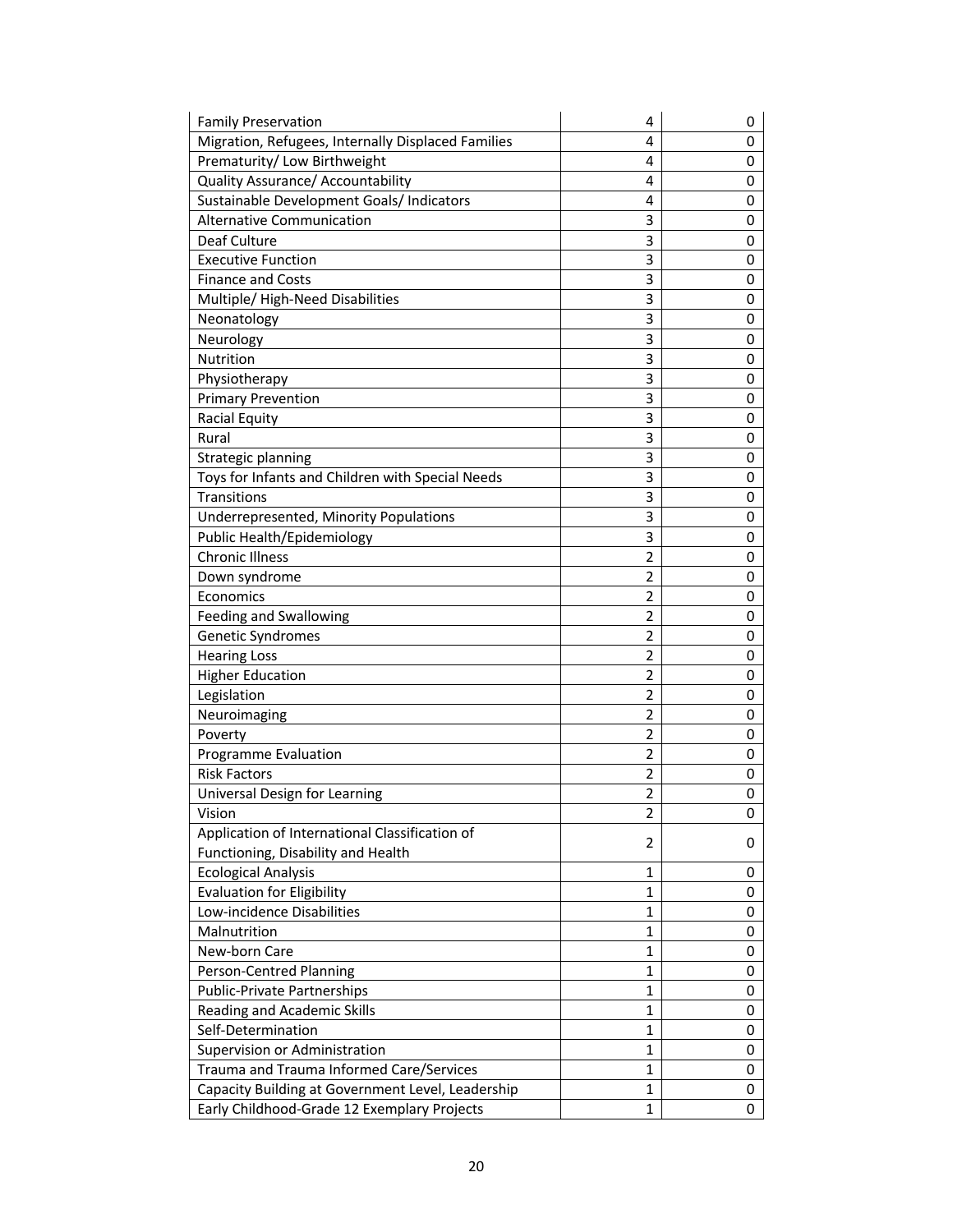| | | |
|---|---|---|
| Family Preservation | 4 | 0 |
| Migration, Refugees, Internally Displaced Families | 4 | 0 |
| Prematurity/ Low Birthweight | 4 | 0 |
| Quality Assurance/ Accountability | 4 | 0 |
| Sustainable Development Goals/ Indicators | 4 | 0 |
| Alternative Communication | 3 | 0 |
| Deaf Culture | 3 | 0 |
| Executive Function | 3 | 0 |
| Finance and Costs | 3 | 0 |
| Multiple/ High-Need Disabilities | 3 | 0 |
| Neonatology | 3 | 0 |
| Neurology | 3 | 0 |
| Nutrition | 3 | 0 |
| Physiotherapy | 3 | 0 |
| Primary Prevention | 3 | 0 |
| Racial Equity | 3 | 0 |
| Rural | 3 | 0 |
| Strategic planning | 3 | 0 |
| Toys for Infants and Children with Special Needs | 3 | 0 |
| Transitions | 3 | 0 |
| Underrepresented, Minority Populations | 3 | 0 |
| Public Health/Epidemiology | 3 | 0 |
| Chronic Illness | 2 | 0 |
| Down syndrome | 2 | 0 |
| Economics | 2 | 0 |
| Feeding and Swallowing | 2 | 0 |
| Genetic Syndromes | 2 | 0 |
| Hearing Loss | 2 | 0 |
| Higher Education | 2 | 0 |
| Legislation | 2 | 0 |
| Neuroimaging | 2 | 0 |
| Poverty | 2 | 0 |
| Programme Evaluation | 2 | 0 |
| Risk Factors | 2 | 0 |
| Universal Design for Learning | 2 | 0 |
| Vision | 2 | 0 |
| Application of International Classification of Functioning, Disability and Health | 2 | 0 |
| Ecological Analysis | 1 | 0 |
| Evaluation for Eligibility | 1 | 0 |
| Low-incidence Disabilities | 1 | 0 |
| Malnutrition | 1 | 0 |
| New-born Care | 1 | 0 |
| Person-Centred Planning | 1 | 0 |
| Public-Private Partnerships | 1 | 0 |
| Reading and Academic Skills | 1 | 0 |
| Self-Determination | 1 | 0 |
| Supervision or Administration | 1 | 0 |
| Trauma and Trauma Informed Care/Services | 1 | 0 |
| Capacity Building at Government Level, Leadership | 1 | 0 |
| Early Childhood-Grade 12 Exemplary Projects | 1 | 0 |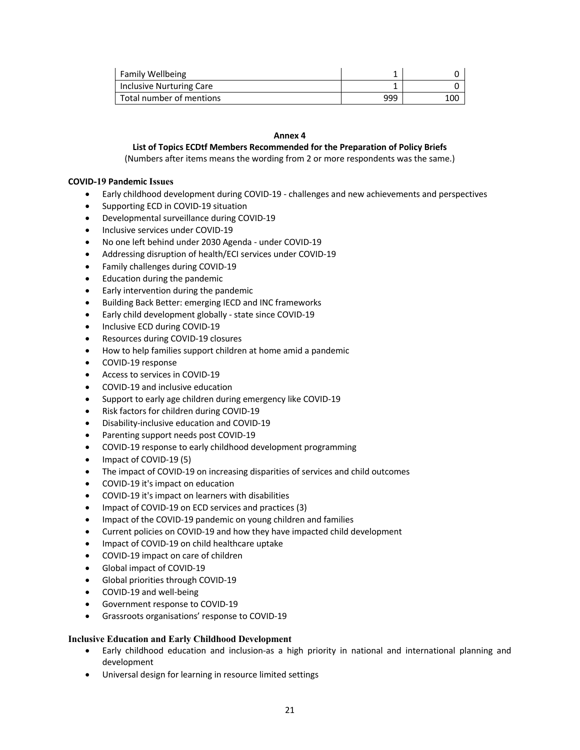| Family Wellbeing | 1 | 0 |
|---|---|---|
| Inclusive Nurturing Care | 1 | 0 |
| Total number of mentions | 999 | 100 |

**Annex 4**

**List of Topics ECDtf Members Recommended for the Preparation of Policy Briefs**

(Numbers after items means the wording from 2 or more respondents was the same.)

**COVID-19 Pandemic Issues**

- Early childhood development during COVID-19 - challenges and new achievements and perspectives
- Supporting ECD in COVID-19 situation
- Developmental surveillance during COVID-19
- Inclusive services under COVID-19
- No one left behind under 2030 Agenda - under COVID-19
- Addressing disruption of health/ECI services under COVID-19
- Family challenges during COVID-19
- Education during the pandemic
- Early intervention during the pandemic
- Building Back Better: emerging IECD and INC frameworks
- Early child development globally - state since COVID-19
- Inclusive ECD during COVID-19
- Resources during COVID-19 closures
- How to help families support children at home amid a pandemic
- COVID-19 response
- Access to services in COVID-19
- COVID-19 and inclusive education
- Support to early age children during emergency like COVID-19
- Risk factors for children during COVID-19
- Disability-inclusive education and COVID-19
- Parenting support needs post COVID-19
- COVID-19 response to early childhood development programming
- Impact of COVID-19 (5)
- The impact of COVID-19 on increasing disparities of services and child outcomes
- COVID-19 it's impact on education
- COVID-19 it's impact on learners with disabilities
- Impact of COVID-19 on ECD services and practices (3)
- Impact of the COVID-19 pandemic on young children and families
- Current policies on COVID-19 and how they have impacted child development
- Impact of COVID-19 on child healthcare uptake
- COVID-19 impact on care of children
- Global impact of COVID-19
- Global priorities through COVID-19
- COVID-19 and well-being
- Government response to COVID-19
- Grassroots organisations' response to COVID-19

**Inclusive Education and Early Childhood Development**

- Early childhood education and inclusion-as a high priority in national and international planning and development
- Universal design for learning in resource limited settings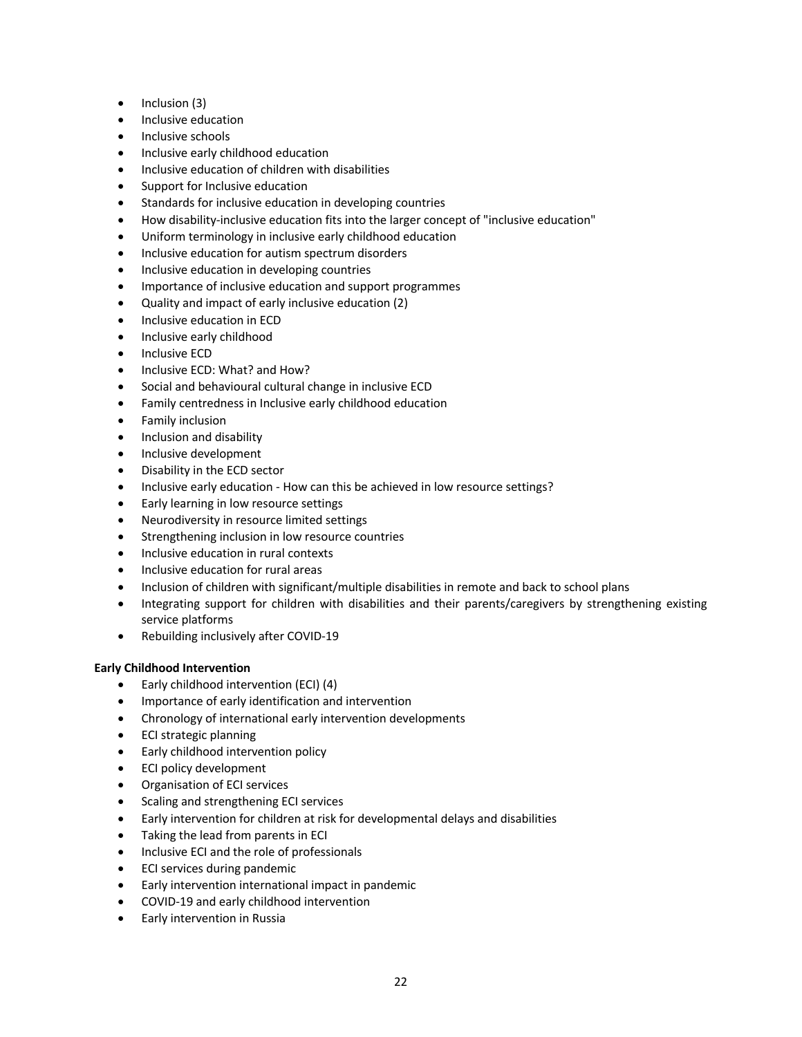- Inclusion (3)
- Inclusive education
- Inclusive schools
- Inclusive early childhood education
- Inclusive education of children with disabilities
- Support for Inclusive education
- Standards for inclusive education in developing countries
- How disability-inclusive education fits into the larger concept of "inclusive education"
- Uniform terminology in inclusive early childhood education
- Inclusive education for autism spectrum disorders
- Inclusive education in developing countries
- Importance of inclusive education and support programmes
- Quality and impact of early inclusive education (2)
- Inclusive education in ECD
- Inclusive early childhood
- Inclusive ECD
- Inclusive ECD: What? and How?
- Social and behavioural cultural change in inclusive ECD
- Family centredness in Inclusive early childhood education
- Family inclusion
- Inclusion and disability
- Inclusive development
- Disability in the ECD sector
- Inclusive early education - How can this be achieved in low resource settings?
- Early learning in low resource settings
- Neurodiversity in resource limited settings
- Strengthening inclusion in low resource countries
- Inclusive education in rural contexts
- Inclusive education for rural areas
- Inclusion of children with significant/multiple disabilities in remote and back to school plans
- Integrating support for children with disabilities and their parents/caregivers by strengthening existing service platforms
- Rebuilding inclusively after COVID-19

**Early Childhood Intervention**

- Early childhood intervention (ECI) (4)
- Importance of early identification and intervention
- Chronology of international early intervention developments
- ECI strategic planning
- Early childhood intervention policy
- ECI policy development
- Organisation of ECI services
- Scaling and strengthening ECI services
- Early intervention for children at risk for developmental delays and disabilities
- Taking the lead from parents in ECI
- Inclusive ECI and the role of professionals
- ECI services during pandemic
- Early intervention international impact in pandemic
- COVID-19 and early childhood intervention
- Early intervention in Russia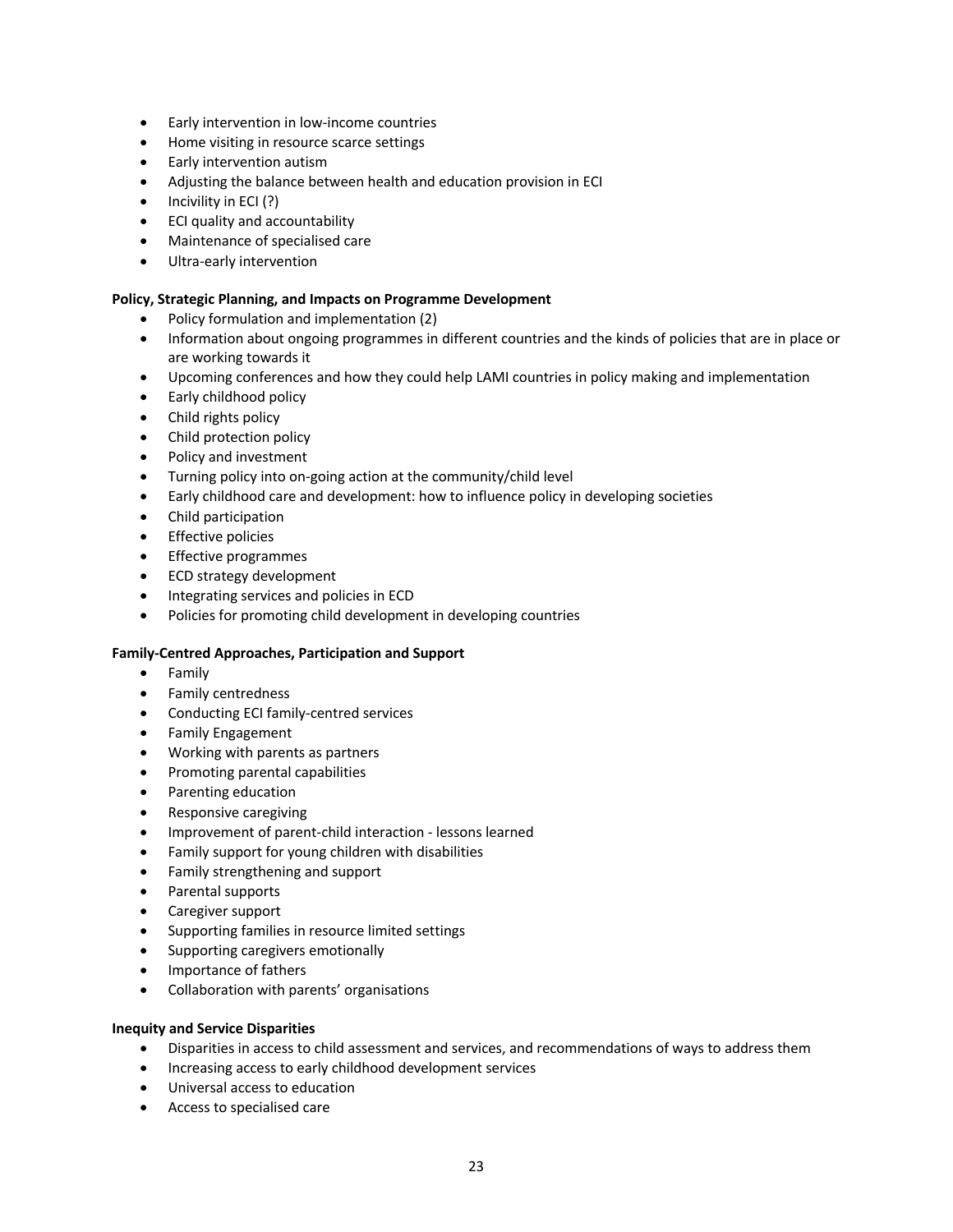- Early intervention in low-income countries
- Home visiting in resource scarce settings
- Early intervention autism
- Adjusting the balance between health and education provision in ECI
- Incivility in ECI (?)
- ECI quality and accountability
- Maintenance of specialised care
- Ultra-early intervention

**Policy, Strategic Planning, and Impacts on Programme Development**

- Policy formulation and implementation (2)
- Information about ongoing programmes in different countries and the kinds of policies that are in place or are working towards it
- Upcoming conferences and how they could help LAMI countries in policy making and implementation
- Early childhood policy
- Child rights policy
- Child protection policy
- Policy and investment
- Turning policy into on-going action at the community/child level
- Early childhood care and development: how to influence policy in developing societies
- Child participation
- Effective policies
- Effective programmes
- ECD strategy development
- Integrating services and policies in ECD
- Policies for promoting child development in developing countries

**Family-Centred Approaches, Participation and Support**

- Family
- Family centredness
- Conducting ECI family-centred services
- Family Engagement
- Working with parents as partners
- Promoting parental capabilities
- Parenting education
- Responsive caregiving
- Improvement of parent-child interaction - lessons learned
- Family support for young children with disabilities
- Family strengthening and support
- Parental supports
- Caregiver support
- Supporting families in resource limited settings
- Supporting caregivers emotionally
- Importance of fathers
- Collaboration with parents' organisations

**Inequity and Service Disparities**

- Disparities in access to child assessment and services, and recommendations of ways to address them
- Increasing access to early childhood development services
- Universal access to education
- Access to specialised care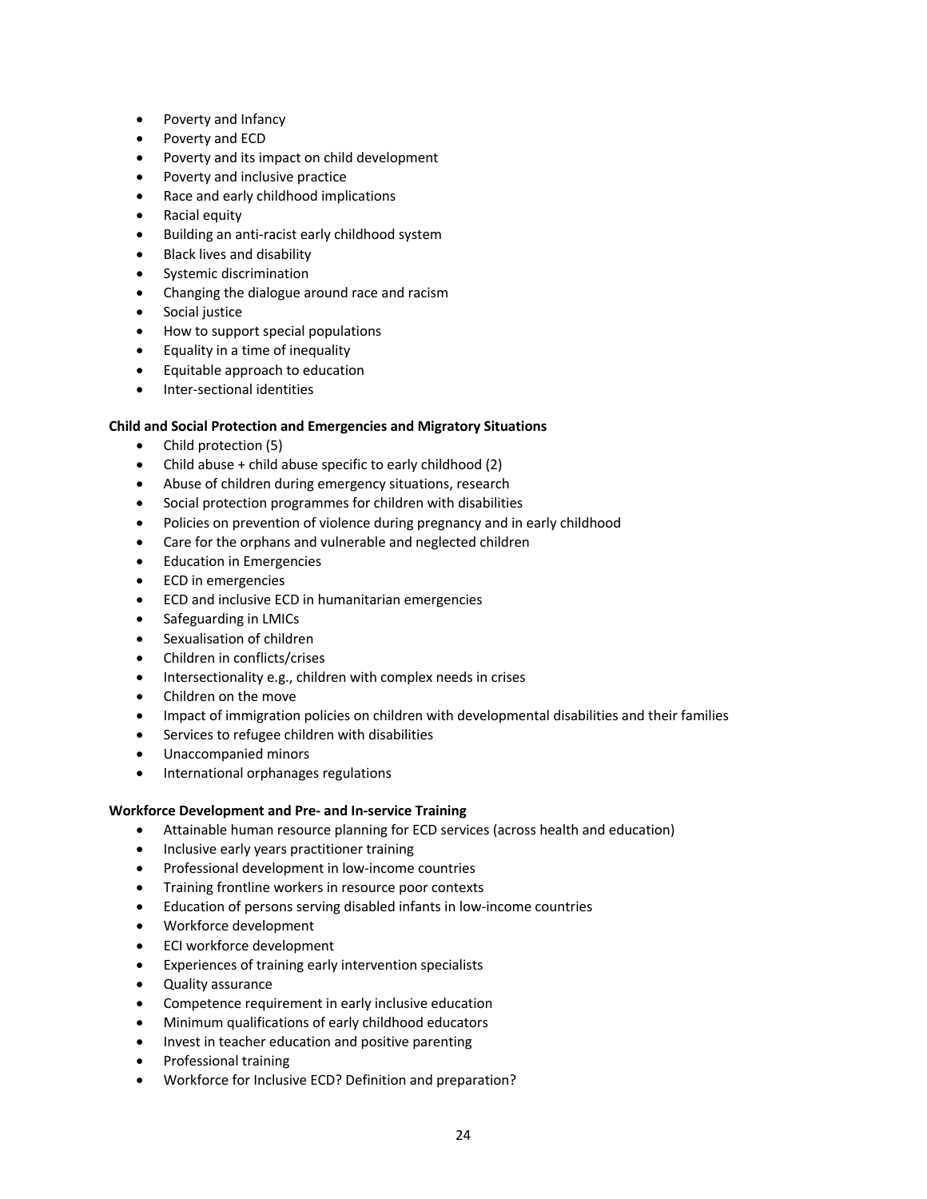- Poverty and Infancy
- Poverty and ECD
- Poverty and its impact on child development
- Poverty and inclusive practice
- Race and early childhood implications
- Racial equity
- Building an anti-racist early childhood system
- Black lives and disability
- Systemic discrimination
- Changing the dialogue around race and racism
- Social justice
- How to support special populations
- Equality in a time of inequality
- Equitable approach to education
- Inter-sectional identities

**Child and Social Protection and Emergencies and Migratory Situations**

- Child protection (5)
- Child abuse + child abuse specific to early childhood (2)
- Abuse of children during emergency situations, research
- Social protection programmes for children with disabilities
- Policies on prevention of violence during pregnancy and in early childhood
- Care for the orphans and vulnerable and neglected children
- Education in Emergencies
- ECD in emergencies
- ECD and inclusive ECD in humanitarian emergencies
- Safeguarding in LMICs
- Sexualisation of children
- Children in conflicts/crises
- Intersectionality e.g., children with complex needs in crises
- Children on the move
- Impact of immigration policies on children with developmental disabilities and their families
- Services to refugee children with disabilities
- Unaccompanied minors
- International orphanages regulations

**Workforce Development and Pre- and In-service Training**

- Attainable human resource planning for ECD services (across health and education)
- Inclusive early years practitioner training
- Professional development in low-income countries
- Training frontline workers in resource poor contexts
- Education of persons serving disabled infants in low-income countries
- Workforce development
- ECI workforce development
- Experiences of training early intervention specialists
- Quality assurance
- Competence requirement in early inclusive education
- Minimum qualifications of early childhood educators
- Invest in teacher education and positive parenting
- Professional training
- Workforce for Inclusive ECD? Definition and preparation?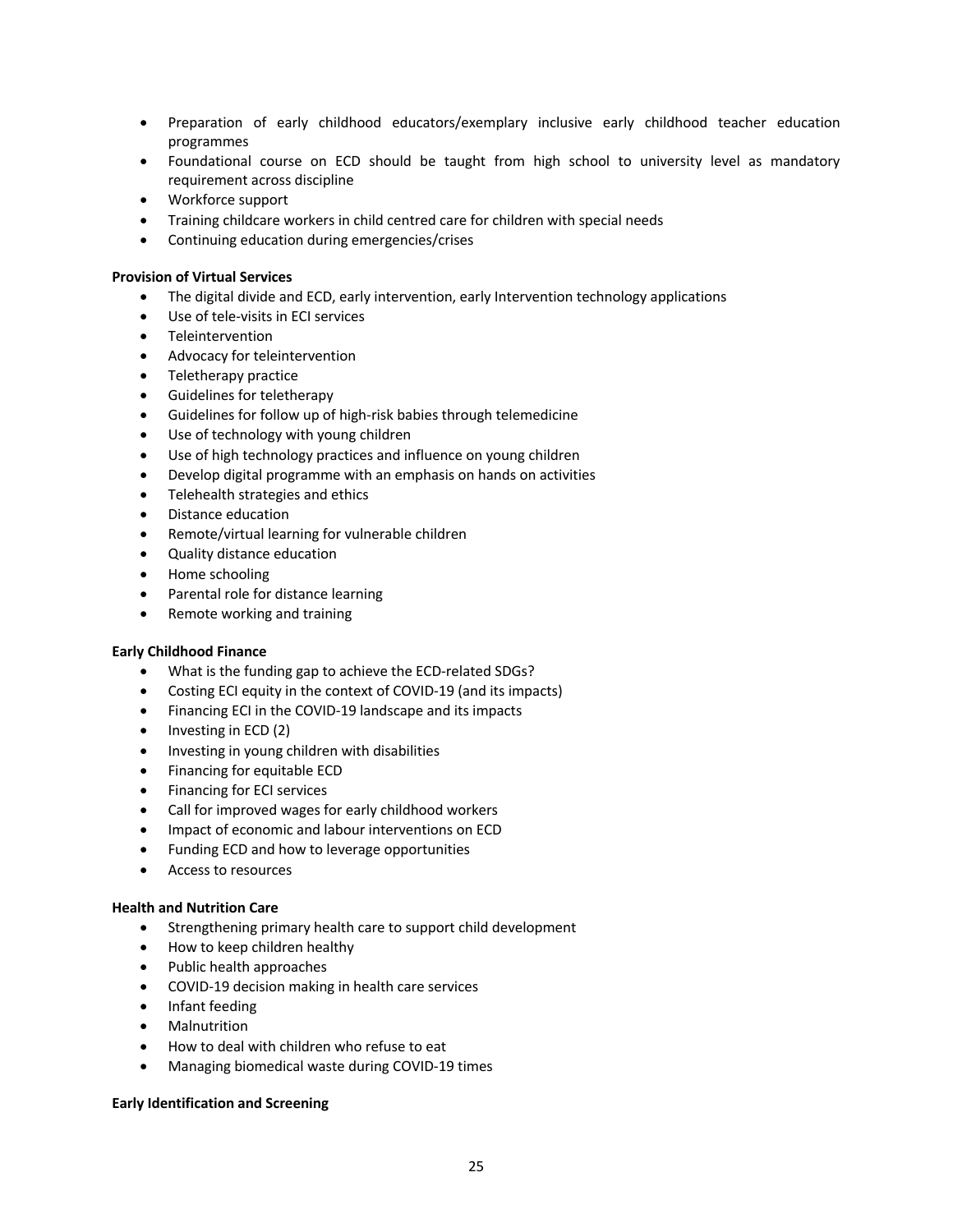- Preparation of early childhood educators/exemplary inclusive early childhood teacher education programmes
- Foundational course on ECD should be taught from high school to university level as mandatory requirement across discipline
- Workforce support
- Training childcare workers in child centred care for children with special needs
- Continuing education during emergencies/crises

**Provision of Virtual Services**

- The digital divide and ECD, early intervention, early Intervention technology applications
- Use of tele-visits in ECI services
- Teleintervention
- Advocacy for teleintervention
- Teletherapy practice
- Guidelines for teletherapy
- Guidelines for follow up of high-risk babies through telemedicine
- Use of technology with young children
- Use of high technology practices and influence on young children
- Develop digital programme with an emphasis on hands on activities
- Telehealth strategies and ethics
- Distance education
- Remote/virtual learning for vulnerable children
- Quality distance education
- Home schooling
- Parental role for distance learning
- Remote working and training

**Early Childhood Finance**

- What is the funding gap to achieve the ECD-related SDGs?
- Costing ECI equity in the context of COVID-19 (and its impacts)
- Financing ECI in the COVID-19 landscape and its impacts
- Investing in ECD (2)
- Investing in young children with disabilities
- Financing for equitable ECD
- Financing for ECI services
- Call for improved wages for early childhood workers
- Impact of economic and labour interventions on ECD
- Funding ECD and how to leverage opportunities
- Access to resources

**Health and Nutrition Care**

- Strengthening primary health care to support child development
- How to keep children healthy
- Public health approaches
- COVID-19 decision making in health care services
- Infant feeding
- Malnutrition
- How to deal with children who refuse to eat
- Managing biomedical waste during COVID-19 times

**Early Identification and Screening**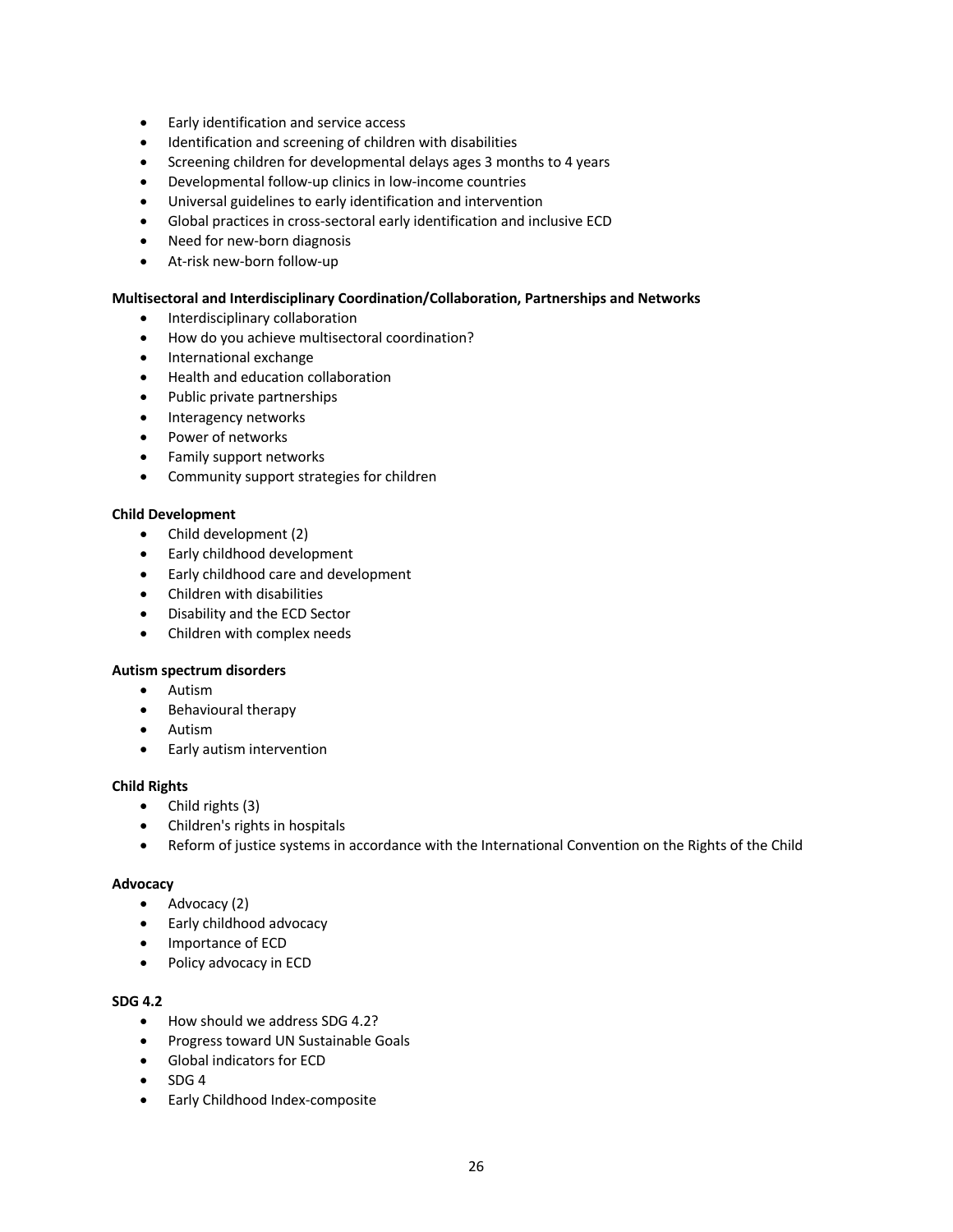- Early identification and service access
- Identification and screening of children with disabilities
- Screening children for developmental delays ages 3 months to 4 years
- Developmental follow-up clinics in low-income countries
- Universal guidelines to early identification and intervention
- Global practices in cross-sectoral early identification and inclusive ECD
- Need for new-born diagnosis
- At-risk new-born follow-up

**Multisectoral and Interdisciplinary Coordination/Collaboration, Partnerships and Networks**

- Interdisciplinary collaboration
- How do you achieve multisectoral coordination?
- International exchange
- Health and education collaboration
- Public private partnerships
- Interagency networks
- Power of networks
- Family support networks
- Community support strategies for children

**Child Development**

- Child development (2)
- Early childhood development
- Early childhood care and development
- Children with disabilities
- Disability and the ECD Sector
- Children with complex needs

**Autism spectrum disorders**

- Autism
- Behavioural therapy
- Autism
- Early autism intervention

**Child Rights**

- Child rights (3)
- Children's rights in hospitals
- Reform of justice systems in accordance with the International Convention on the Rights of the Child

**Advocacy**

- Advocacy (2)
- Early childhood advocacy
- Importance of ECD
- Policy advocacy in ECD

**SDG 4.2**

- How should we address SDG 4.2?
- Progress toward UN Sustainable Goals
- Global indicators for ECD
- SDG 4
- Early Childhood Index-composite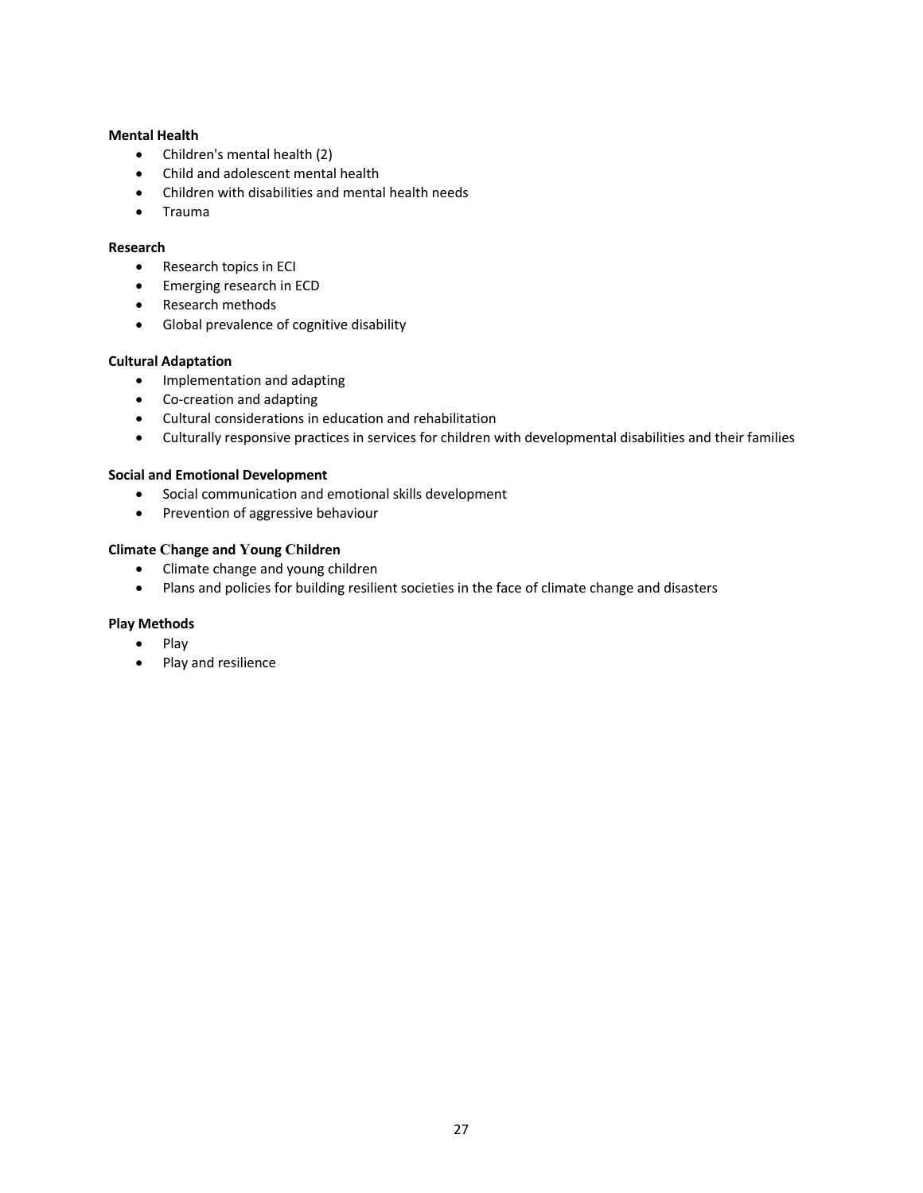**Mental Health**

- Children's mental health (2)
- Child and adolescent mental health
- Children with disabilities and mental health needs
- Trauma

**Research**

- Research topics in ECI
- Emerging research in ECD
- Research methods
- Global prevalence of cognitive disability

**Cultural Adaptation**

- Implementation and adapting
- Co-creation and adapting
- Cultural considerations in education and rehabilitation
- Culturally responsive practices in services for children with developmental disabilities and their families

**Social and Emotional Development**

- Social communication and emotional skills development
- Prevention of aggressive behaviour

**Climate Change and Young Children**

- Climate change and young children
- Plans and policies for building resilient societies in the face of climate change and disasters

**Play Methods**

- Play
- Play and resilience